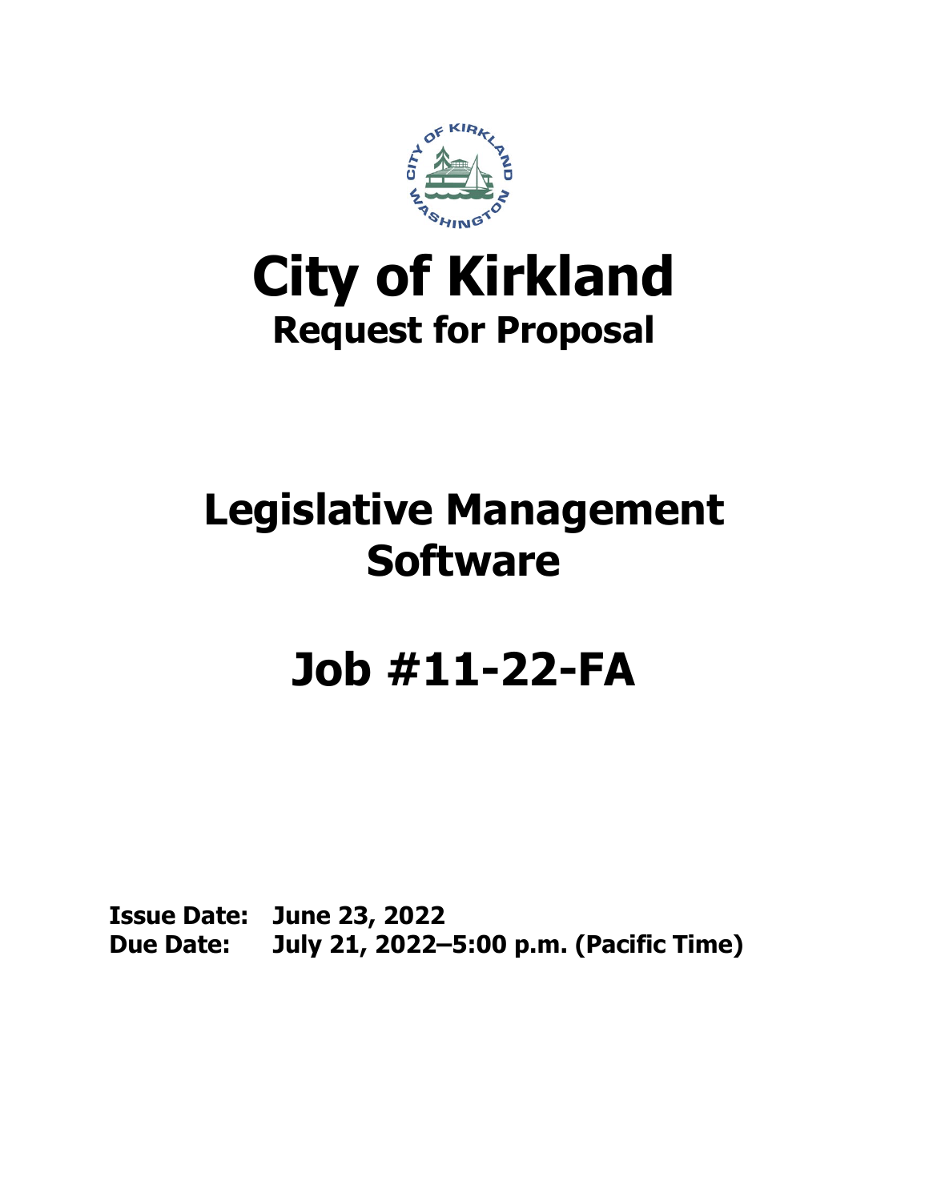# City of Kirkland

## Request for Proposal

# Legislative Management Software

# Job #11-22-FA

**Issue Date:** June 23, 2022
**Due Date:** July 21, 2022–5:00 p.m. (Pacific Time)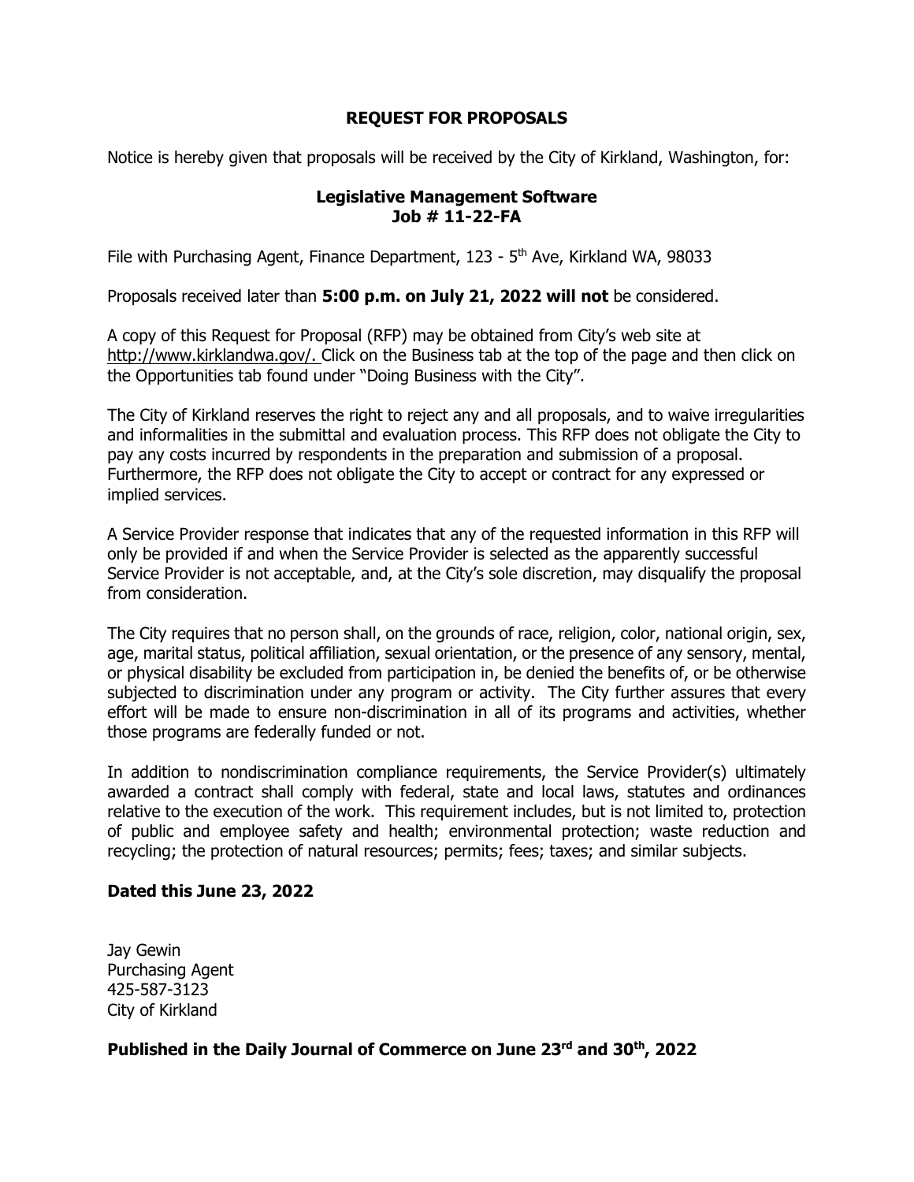# REQUEST FOR PROPOSALS

Notice is hereby given that proposals will be received by the City of Kirkland, Washington, for:

**Legislative Management Software**
**Job # 11-22-FA**

File with Purchasing Agent, Finance Department, 123 - 5th Ave, Kirkland WA, 98033

Proposals received later than **5:00 p.m. on July 21, 2022 will not** be considered.

A copy of this Request for Proposal (RFP) may be obtained from City's web site at http://www.kirklandwa.gov/. Click on the Business tab at the top of the page and then click on the Opportunities tab found under "Doing Business with the City".

The City of Kirkland reserves the right to reject any and all proposals, and to waive irregularities and informalities in the submittal and evaluation process. This RFP does not obligate the City to pay any costs incurred by respondents in the preparation and submission of a proposal. Furthermore, the RFP does not obligate the City to accept or contract for any expressed or implied services.

A Service Provider response that indicates that any of the requested information in this RFP will only be provided if and when the Service Provider is selected as the apparently successful Service Provider is not acceptable, and, at the City's sole discretion, may disqualify the proposal from consideration.

The City requires that no person shall, on the grounds of race, religion, color, national origin, sex, age, marital status, political affiliation, sexual orientation, or the presence of any sensory, mental, or physical disability be excluded from participation in, be denied the benefits of, or be otherwise subjected to discrimination under any program or activity. The City further assures that every effort will be made to ensure non-discrimination in all of its programs and activities, whether those programs are federally funded or not.

In addition to nondiscrimination compliance requirements, the Service Provider(s) ultimately awarded a contract shall comply with federal, state and local laws, statutes and ordinances relative to the execution of the work. This requirement includes, but is not limited to, protection of public and employee safety and health; environmental protection; waste reduction and recycling; the protection of natural resources; permits; fees; taxes; and similar subjects.

**Dated this June 23, 2022**

Jay Gewin
Purchasing Agent
425-587-3123
City of Kirkland

**Published in the Daily Journal of Commerce on June 23rd and 30th, 2022**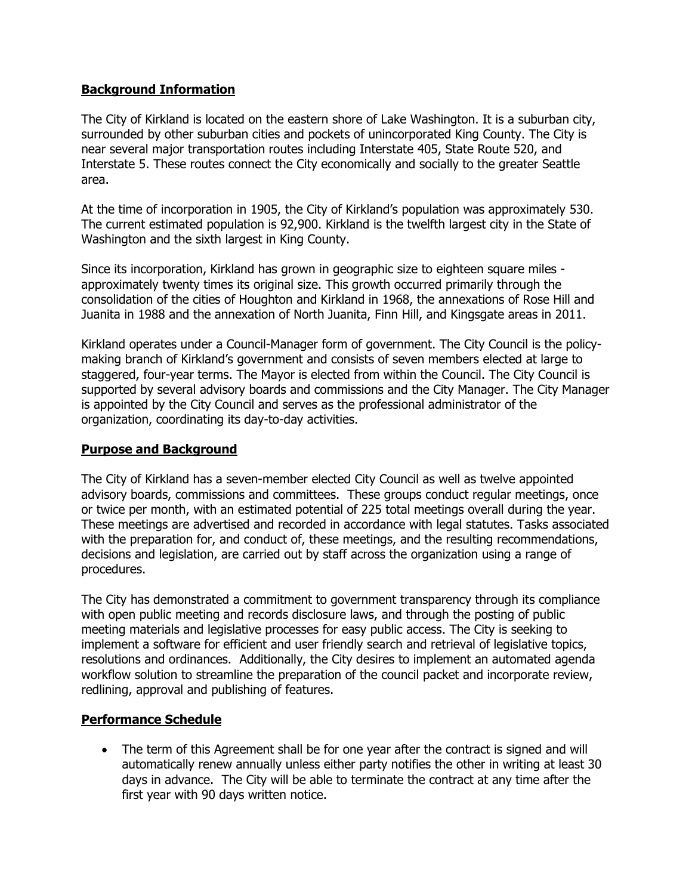## **Background Information**

The City of Kirkland is located on the eastern shore of Lake Washington. It is a suburban city, surrounded by other suburban cities and pockets of unincorporated King County. The City is near several major transportation routes including Interstate 405, State Route 520, and Interstate 5. These routes connect the City economically and socially to the greater Seattle area.

At the time of incorporation in 1905, the City of Kirkland's population was approximately 530. The current estimated population is 92,900. Kirkland is the twelfth largest city in the State of Washington and the sixth largest in King County.

Since its incorporation, Kirkland has grown in geographic size to eighteen square miles - approximately twenty times its original size. This growth occurred primarily through the consolidation of the cities of Houghton and Kirkland in 1968, the annexations of Rose Hill and Juanita in 1988 and the annexation of North Juanita, Finn Hill, and Kingsgate areas in 2011.

Kirkland operates under a Council-Manager form of government. The City Council is the policy-making branch of Kirkland's government and consists of seven members elected at large to staggered, four-year terms. The Mayor is elected from within the Council. The City Council is supported by several advisory boards and commissions and the City Manager. The City Manager is appointed by the City Council and serves as the professional administrator of the organization, coordinating its day-to-day activities.

## **Purpose and Background**

The City of Kirkland has a seven-member elected City Council as well as twelve appointed advisory boards, commissions and committees. These groups conduct regular meetings, once or twice per month, with an estimated potential of 225 total meetings overall during the year. These meetings are advertised and recorded in accordance with legal statutes. Tasks associated with the preparation for, and conduct of, these meetings, and the resulting recommendations, decisions and legislation, are carried out by staff across the organization using a range of procedures.

The City has demonstrated a commitment to government transparency through its compliance with open public meeting and records disclosure laws, and through the posting of public meeting materials and legislative processes for easy public access. The City is seeking to implement a software for efficient and user friendly search and retrieval of legislative topics, resolutions and ordinances. Additionally, the City desires to implement an automated agenda workflow solution to streamline the preparation of the council packet and incorporate review, redlining, approval and publishing of features.

## **Performance Schedule**

- The term of this Agreement shall be for one year after the contract is signed and will automatically renew annually unless either party notifies the other in writing at least 30 days in advance. The City will be able to terminate the contract at any time after the first year with 90 days written notice.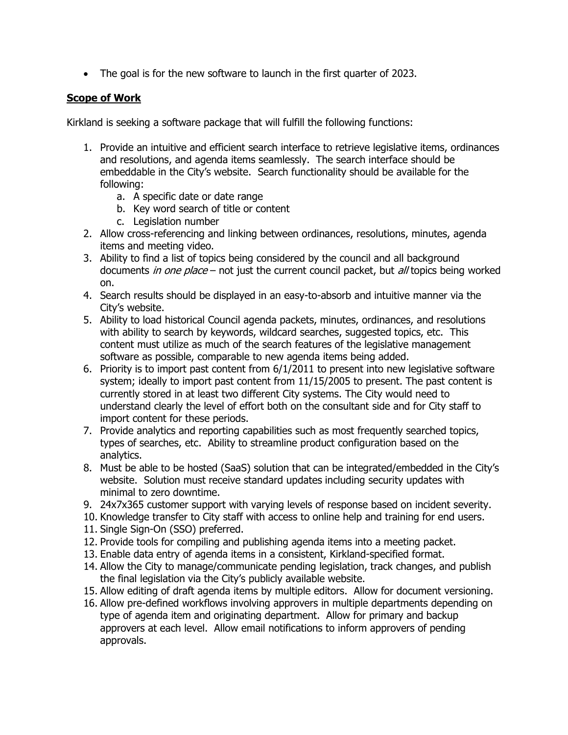- The goal is for the new software to launch in the first quarter of 2023.

**Scope of Work**

Kirkland is seeking a software package that will fulfill the following functions:

1. Provide an intuitive and efficient search interface to retrieve legislative items, ordinances and resolutions, and agenda items seamlessly. The search interface should be embeddable in the City's website. Search functionality should be available for the following:
   a. A specific date or date range
   b. Key word search of title or content
   c. Legislation number
2. Allow cross-referencing and linking between ordinances, resolutions, minutes, agenda items and meeting video.
3. Ability to find a list of topics being considered by the council and all background documents *in one place* – not just the current council packet, but *all* topics being worked on.
4. Search results should be displayed in an easy-to-absorb and intuitive manner via the City's website.
5. Ability to load historical Council agenda packets, minutes, ordinances, and resolutions with ability to search by keywords, wildcard searches, suggested topics, etc. This content must utilize as much of the search features of the legislative management software as possible, comparable to new agenda items being added.
6. Priority is to import past content from 6/1/2011 to present into new legislative software system; ideally to import past content from 11/15/2005 to present. The past content is currently stored in at least two different City systems. The City would need to understand clearly the level of effort both on the consultant side and for City staff to import content for these periods.
7. Provide analytics and reporting capabilities such as most frequently searched topics, types of searches, etc. Ability to streamline product configuration based on the analytics.
8. Must be able to be hosted (SaaS) solution that can be integrated/embedded in the City's website. Solution must receive standard updates including security updates with minimal to zero downtime.
9. 24x7x365 customer support with varying levels of response based on incident severity.
10. Knowledge transfer to City staff with access to online help and training for end users.
11. Single Sign-On (SSO) preferred.
12. Provide tools for compiling and publishing agenda items into a meeting packet.
13. Enable data entry of agenda items in a consistent, Kirkland-specified format.
14. Allow the City to manage/communicate pending legislation, track changes, and publish the final legislation via the City's publicly available website.
15. Allow editing of draft agenda items by multiple editors. Allow for document versioning.
16. Allow pre-defined workflows involving approvers in multiple departments depending on type of agenda item and originating department. Allow for primary and backup approvers at each level. Allow email notifications to inform approvers of pending approvals.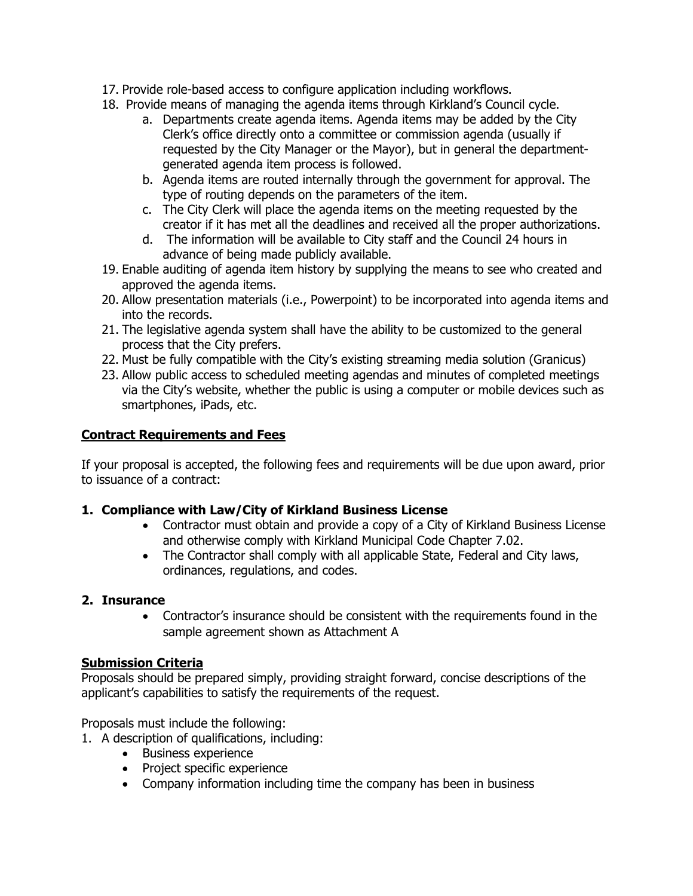17. Provide role-based access to configure application including workflows.
18. Provide means of managing the agenda items through Kirkland's Council cycle.
    a. Departments create agenda items. Agenda items may be added by the City Clerk's office directly onto a committee or commission agenda (usually if requested by the City Manager or the Mayor), but in general the department-generated agenda item process is followed.
    b. Agenda items are routed internally through the government for approval. The type of routing depends on the parameters of the item.
    c. The City Clerk will place the agenda items on the meeting requested by the creator if it has met all the deadlines and received all the proper authorizations.
    d. The information will be available to City staff and the Council 24 hours in advance of being made publicly available.
19. Enable auditing of agenda item history by supplying the means to see who created and approved the agenda items.
20. Allow presentation materials (i.e., Powerpoint) to be incorporated into agenda items and into the records.
21. The legislative agenda system shall have the ability to be customized to the general process that the City prefers.
22. Must be fully compatible with the City's existing streaming media solution (Granicus)
23. Allow public access to scheduled meeting agendas and minutes of completed meetings via the City's website, whether the public is using a computer or mobile devices such as smartphones, iPads, etc.

## Contract Requirements and Fees

If your proposal is accepted, the following fees and requirements will be due upon award, prior to issuance of a contract:

### 1. Compliance with Law/City of Kirkland Business License

- Contractor must obtain and provide a copy of a City of Kirkland Business License and otherwise comply with Kirkland Municipal Code Chapter 7.02.
- The Contractor shall comply with all applicable State, Federal and City laws, ordinances, regulations, and codes.

### 2. Insurance

- Contractor's insurance should be consistent with the requirements found in the sample agreement shown as Attachment A

## Submission Criteria

Proposals should be prepared simply, providing straight forward, concise descriptions of the applicant's capabilities to satisfy the requirements of the request.

Proposals must include the following:

1. A description of qualifications, including:
    - Business experience
    - Project specific experience
    - Company information including time the company has been in business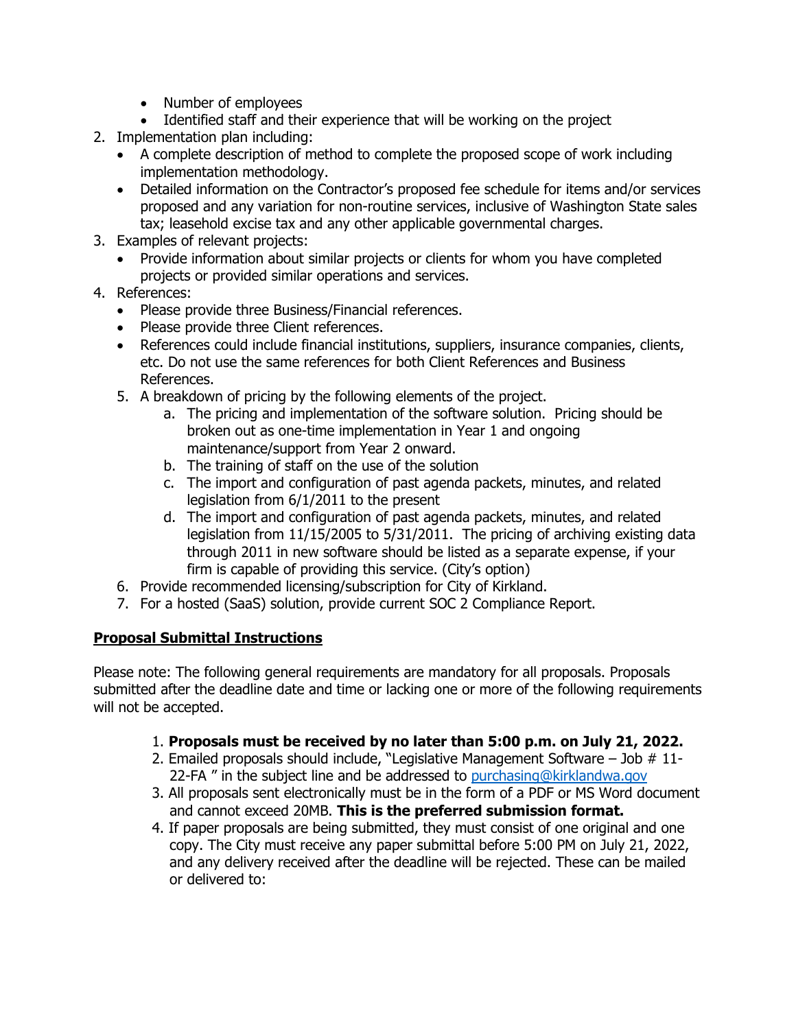- Number of employees
- Identified staff and their experience that will be working on the project

2. Implementation plan including:
   - A complete description of method to complete the proposed scope of work including implementation methodology.
   - Detailed information on the Contractor's proposed fee schedule for items and/or services proposed and any variation for non-routine services, inclusive of Washington State sales tax; leasehold excise tax and any other applicable governmental charges.
3. Examples of relevant projects:
   - Provide information about similar projects or clients for whom you have completed projects or provided similar operations and services.
4. References:
   - Please provide three Business/Financial references.
   - Please provide three Client references.
   - References could include financial institutions, suppliers, insurance companies, clients, etc. Do not use the same references for both Client References and Business References.
5. A breakdown of pricing by the following elements of the project.
   a. The pricing and implementation of the software solution. Pricing should be broken out as one-time implementation in Year 1 and ongoing maintenance/support from Year 2 onward.
   b. The training of staff on the use of the solution
   c. The import and configuration of past agenda packets, minutes, and related legislation from 6/1/2011 to the present
   d. The import and configuration of past agenda packets, minutes, and related legislation from 11/15/2005 to 5/31/2011. The pricing of archiving existing data through 2011 in new software should be listed as a separate expense, if your firm is capable of providing this service. (City's option)
6. Provide recommended licensing/subscription for City of Kirkland.
7. For a hosted (SaaS) solution, provide current SOC 2 Compliance Report.

## Proposal Submittal Instructions

Please note: The following general requirements are mandatory for all proposals. Proposals submitted after the deadline date and time or lacking one or more of the following requirements will not be accepted.

1. **Proposals must be received by no later than 5:00 p.m. on July 21, 2022.**
2. Emailed proposals should include, "Legislative Management Software – Job # 11-22-FA " in the subject line and be addressed to purchasing@kirklandwa.gov
3. All proposals sent electronically must be in the form of a PDF or MS Word document and cannot exceed 20MB. **This is the preferred submission format.**
4. If paper proposals are being submitted, they must consist of one original and one copy. The City must receive any paper submittal before 5:00 PM on July 21, 2022, and any delivery received after the deadline will be rejected. These can be mailed or delivered to: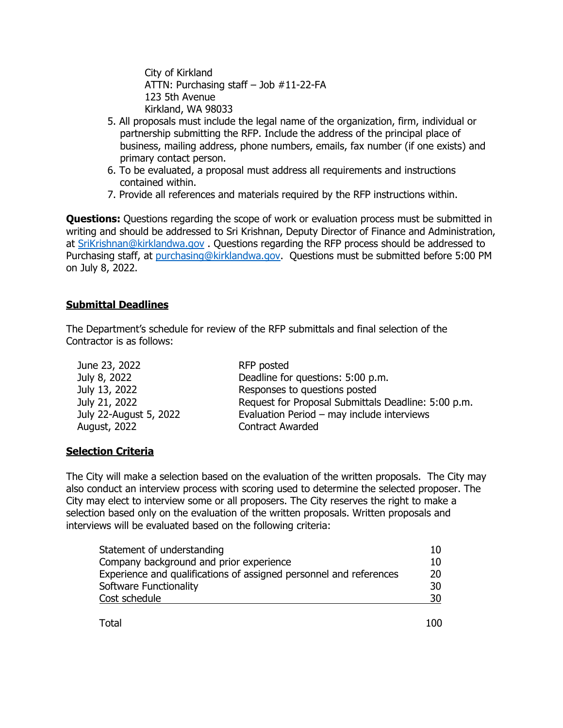City of Kirkland
ATTN: Purchasing staff – Job #11-22-FA
123 5th Avenue
Kirkland, WA 98033

5. All proposals must include the legal name of the organization, firm, individual or partnership submitting the RFP. Include the address of the principal place of business, mailing address, phone numbers, emails, fax number (if one exists) and primary contact person.
6. To be evaluated, a proposal must address all requirements and instructions contained within.
7. Provide all references and materials required by the RFP instructions within.

**Questions:** Questions regarding the scope of work or evaluation process must be submitted in writing and should be addressed to Sri Krishnan, Deputy Director of Finance and Administration, at SriKrishnan@kirklandwa.gov . Questions regarding the RFP process should be addressed to Purchasing staff, at purchasing@kirklandwa.gov. Questions must be submitted before 5:00 PM on July 8, 2022.

## Submittal Deadlines

The Department's schedule for review of the RFP submittals and final selection of the Contractor is as follows:

| | |
|---|---|
| June 23, 2022 | RFP posted |
| July 8, 2022 | Deadline for questions: 5:00 p.m. |
| July 13, 2022 | Responses to questions posted |
| July 21, 2022 | Request for Proposal Submittals Deadline: 5:00 p.m. |
| July 22-August 5, 2022 | Evaluation Period – may include interviews |
| August, 2022 | Contract Awarded |

## Selection Criteria

The City will make a selection based on the evaluation of the written proposals. The City may also conduct an interview process with scoring used to determine the selected proposer. The City may elect to interview some or all proposers. The City reserves the right to make a selection based only on the evaluation of the written proposals. Written proposals and interviews will be evaluated based on the following criteria:

| | |
|---|---|
| Statement of understanding | 10 |
| Company background and prior experience | 10 |
| Experience and qualifications of assigned personnel and references | 20 |
| Software Functionality | 30 |
| Cost schedule | 30 |
| Total | 100 |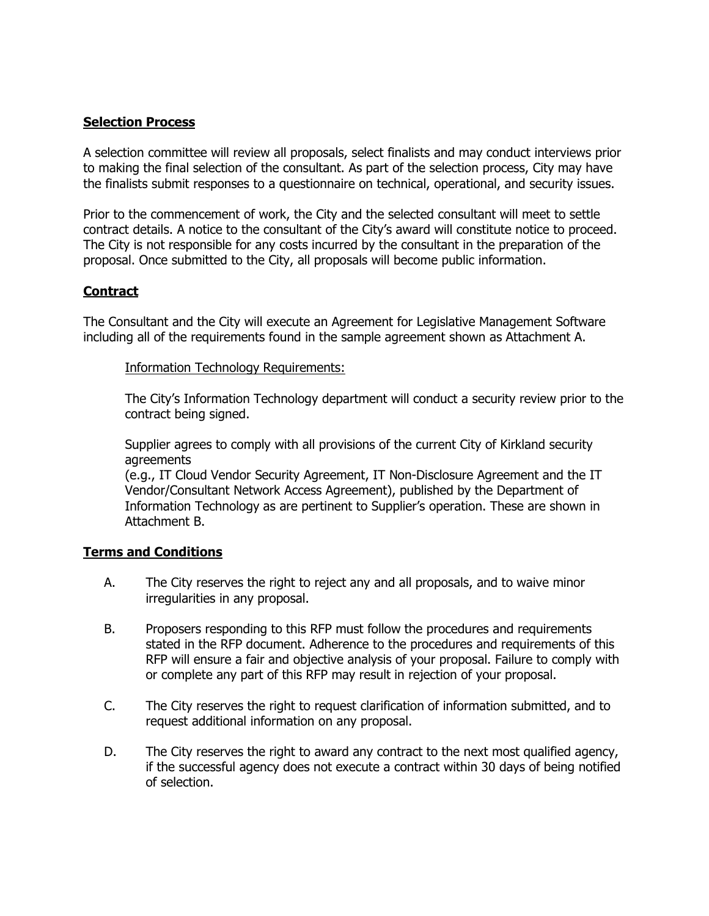## Selection Process

A selection committee will review all proposals, select finalists and may conduct interviews prior to making the final selection of the consultant. As part of the selection process, City may have the finalists submit responses to a questionnaire on technical, operational, and security issues.

Prior to the commencement of work, the City and the selected consultant will meet to settle contract details. A notice to the consultant of the City's award will constitute notice to proceed. The City is not responsible for any costs incurred by the consultant in the preparation of the proposal. Once submitted to the City, all proposals will become public information.

## Contract

The Consultant and the City will execute an Agreement for Legislative Management Software including all of the requirements found in the sample agreement shown as Attachment A.

> Information Technology Requirements:
>
> The City's Information Technology department will conduct a security review prior to the contract being signed.
>
> Supplier agrees to comply with all provisions of the current City of Kirkland security agreements
> (e.g., IT Cloud Vendor Security Agreement, IT Non-Disclosure Agreement and the IT Vendor/Consultant Network Access Agreement), published by the Department of Information Technology as are pertinent to Supplier's operation. These are shown in Attachment B.

## Terms and Conditions

A. The City reserves the right to reject any and all proposals, and to waive minor irregularities in any proposal.

B. Proposers responding to this RFP must follow the procedures and requirements stated in the RFP document. Adherence to the procedures and requirements of this RFP will ensure a fair and objective analysis of your proposal. Failure to comply with or complete any part of this RFP may result in rejection of your proposal.

C. The City reserves the right to request clarification of information submitted, and to request additional information on any proposal.

D. The City reserves the right to award any contract to the next most qualified agency, if the successful agency does not execute a contract within 30 days of being notified of selection.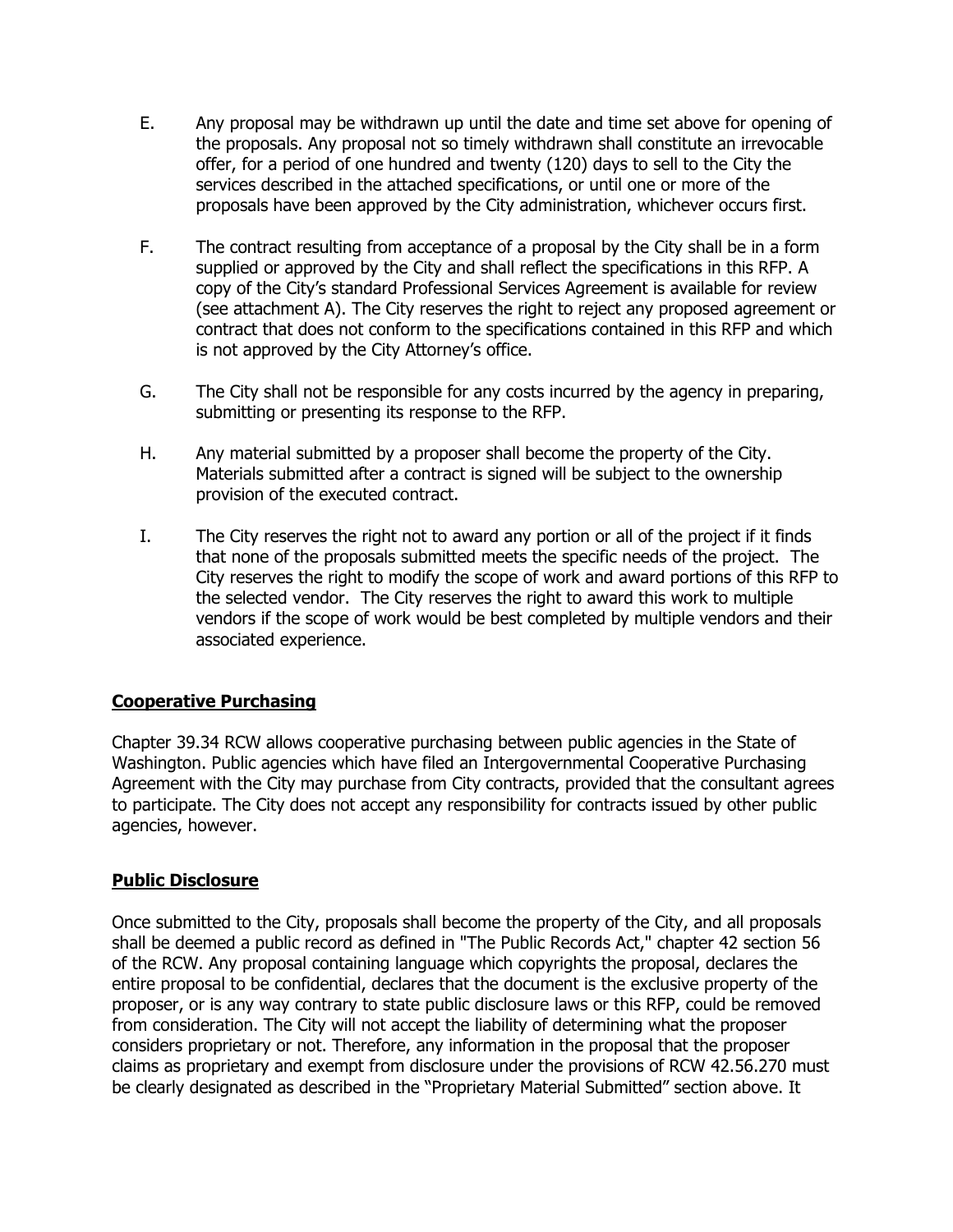E. Any proposal may be withdrawn up until the date and time set above for opening of the proposals. Any proposal not so timely withdrawn shall constitute an irrevocable offer, for a period of one hundred and twenty (120) days to sell to the City the services described in the attached specifications, or until one or more of the proposals have been approved by the City administration, whichever occurs first.

F. The contract resulting from acceptance of a proposal by the City shall be in a form supplied or approved by the City and shall reflect the specifications in this RFP. A copy of the City's standard Professional Services Agreement is available for review (see attachment A). The City reserves the right to reject any proposed agreement or contract that does not conform to the specifications contained in this RFP and which is not approved by the City Attorney's office.

G. The City shall not be responsible for any costs incurred by the agency in preparing, submitting or presenting its response to the RFP.

H. Any material submitted by a proposer shall become the property of the City. Materials submitted after a contract is signed will be subject to the ownership provision of the executed contract.

I. The City reserves the right not to award any portion or all of the project if it finds that none of the proposals submitted meets the specific needs of the project. The City reserves the right to modify the scope of work and award portions of this RFP to the selected vendor. The City reserves the right to award this work to multiple vendors if the scope of work would be best completed by multiple vendors and their associated experience.

## Cooperative Purchasing

Chapter 39.34 RCW allows cooperative purchasing between public agencies in the State of Washington. Public agencies which have filed an Intergovernmental Cooperative Purchasing Agreement with the City may purchase from City contracts, provided that the consultant agrees to participate. The City does not accept any responsibility for contracts issued by other public agencies, however.

## Public Disclosure

Once submitted to the City, proposals shall become the property of the City, and all proposals shall be deemed a public record as defined in "The Public Records Act," chapter 42 section 56 of the RCW. Any proposal containing language which copyrights the proposal, declares the entire proposal to be confidential, declares that the document is the exclusive property of the proposer, or is any way contrary to state public disclosure laws or this RFP, could be removed from consideration. The City will not accept the liability of determining what the proposer considers proprietary or not. Therefore, any information in the proposal that the proposer claims as proprietary and exempt from disclosure under the provisions of RCW 42.56.270 must be clearly designated as described in the "Proprietary Material Submitted" section above. It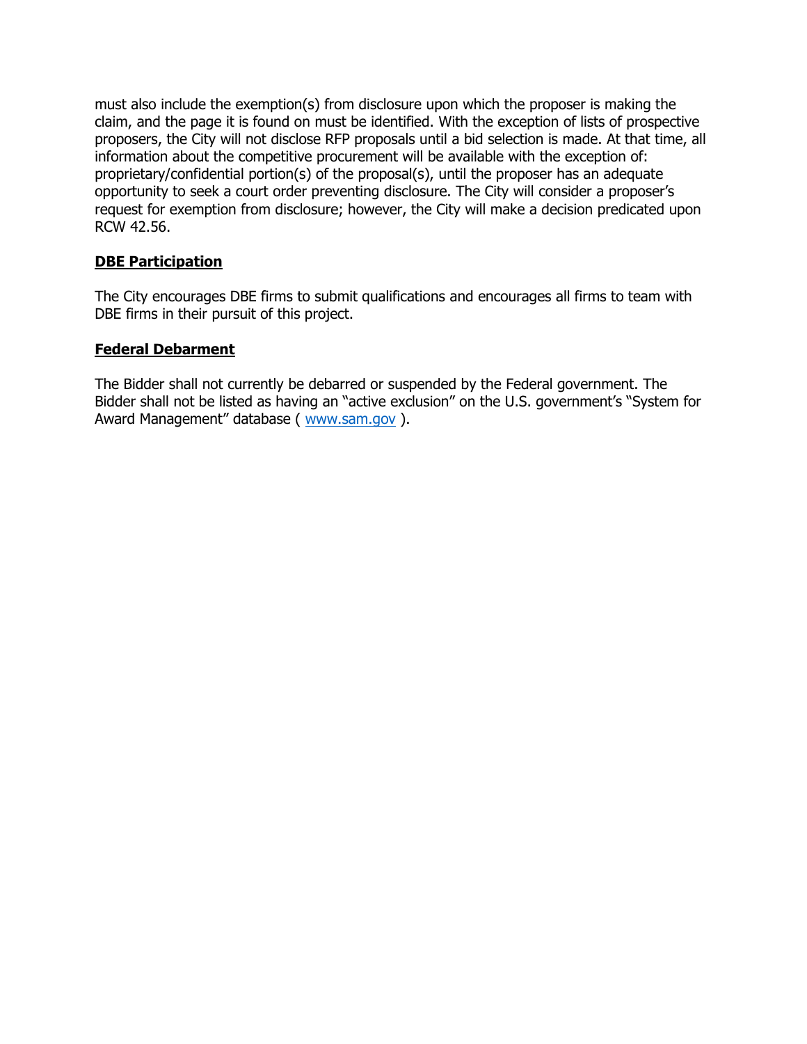must also include the exemption(s) from disclosure upon which the proposer is making the claim, and the page it is found on must be identified. With the exception of lists of prospective proposers, the City will not disclose RFP proposals until a bid selection is made. At that time, all information about the competitive procurement will be available with the exception of: proprietary/confidential portion(s) of the proposal(s), until the proposer has an adequate opportunity to seek a court order preventing disclosure. The City will consider a proposer's request for exemption from disclosure; however, the City will make a decision predicated upon RCW 42.56.

**DBE Participation**

The City encourages DBE firms to submit qualifications and encourages all firms to team with DBE firms in their pursuit of this project.

**Federal Debarment**

The Bidder shall not currently be debarred or suspended by the Federal government. The Bidder shall not be listed as having an "active exclusion" on the U.S. government's "System for Award Management" database ( [www.sam.gov](http://www.sam.gov) ).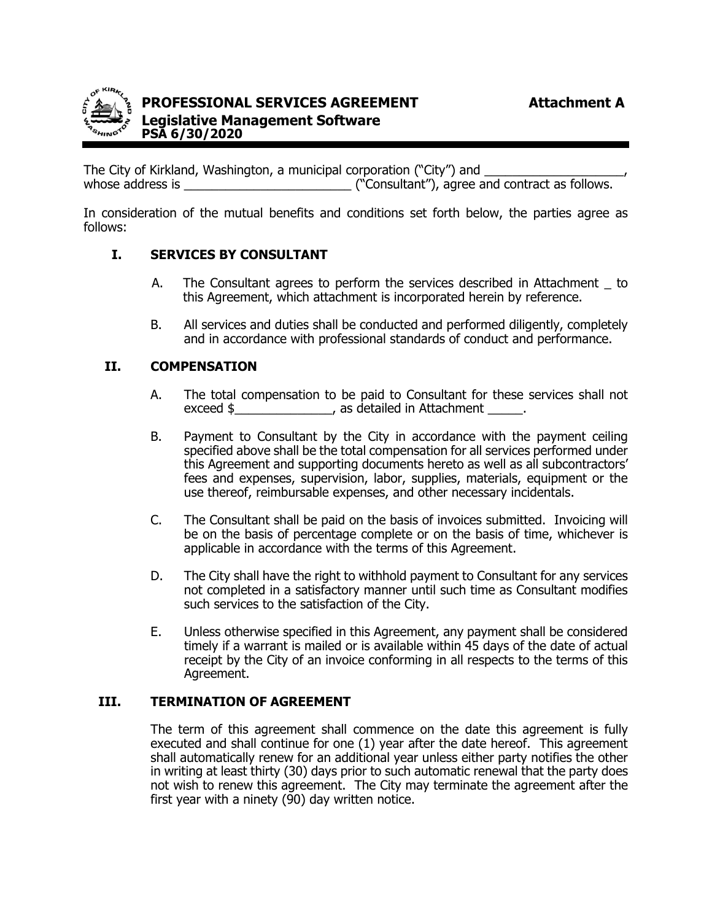# PROFESSIONAL SERVICES AGREEMENT — Attachment A

## Legislative Management Software

**PSA 6/30/2020**

The City of Kirkland, Washington, a municipal corporation ("City") and ____________________, whose address is ________________________ ("Consultant"), agree and contract as follows.

In consideration of the mutual benefits and conditions set forth below, the parties agree as follows:

### I. SERVICES BY CONSULTANT

A. The Consultant agrees to perform the services described in Attachment _ to this Agreement, which attachment is incorporated herein by reference.

B. All services and duties shall be conducted and performed diligently, completely and in accordance with professional standards of conduct and performance.

### II. COMPENSATION

A. The total compensation to be paid to Consultant for these services shall not exceed $______________, as detailed in Attachment _____.

B. Payment to Consultant by the City in accordance with the payment ceiling specified above shall be the total compensation for all services performed under this Agreement and supporting documents hereto as well as all subcontractors' fees and expenses, supervision, labor, supplies, materials, equipment or the use thereof, reimbursable expenses, and other necessary incidentals.

C. The Consultant shall be paid on the basis of invoices submitted. Invoicing will be on the basis of percentage complete or on the basis of time, whichever is applicable in accordance with the terms of this Agreement.

D. The City shall have the right to withhold payment to Consultant for any services not completed in a satisfactory manner until such time as Consultant modifies such services to the satisfaction of the City.

E. Unless otherwise specified in this Agreement, any payment shall be considered timely if a warrant is mailed or is available within 45 days of the date of actual receipt by the City of an invoice conforming in all respects to the terms of this Agreement.

### III. TERMINATION OF AGREEMENT

The term of this agreement shall commence on the date this agreement is fully executed and shall continue for one (1) year after the date hereof. This agreement shall automatically renew for an additional year unless either party notifies the other in writing at least thirty (30) days prior to such automatic renewal that the party does not wish to renew this agreement. The City may terminate the agreement after the first year with a ninety (90) day written notice.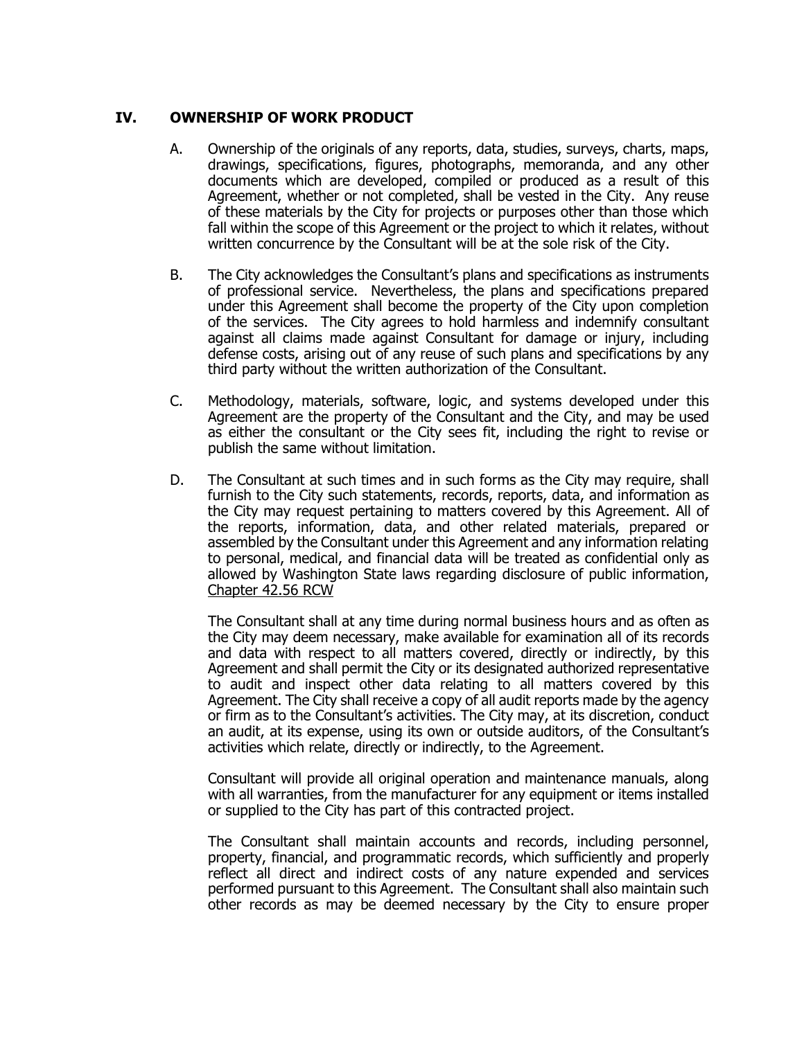## IV. OWNERSHIP OF WORK PRODUCT

A. Ownership of the originals of any reports, data, studies, surveys, charts, maps, drawings, specifications, figures, photographs, memoranda, and any other documents which are developed, compiled or produced as a result of this Agreement, whether or not completed, shall be vested in the City. Any reuse of these materials by the City for projects or purposes other than those which fall within the scope of this Agreement or the project to which it relates, without written concurrence by the Consultant will be at the sole risk of the City.

B. The City acknowledges the Consultant's plans and specifications as instruments of professional service. Nevertheless, the plans and specifications prepared under this Agreement shall become the property of the City upon completion of the services. The City agrees to hold harmless and indemnify consultant against all claims made against Consultant for damage or injury, including defense costs, arising out of any reuse of such plans and specifications by any third party without the written authorization of the Consultant.

C. Methodology, materials, software, logic, and systems developed under this Agreement are the property of the Consultant and the City, and may be used as either the consultant or the City sees fit, including the right to revise or publish the same without limitation.

D. The Consultant at such times and in such forms as the City may require, shall furnish to the City such statements, records, reports, data, and information as the City may request pertaining to matters covered by this Agreement. All of the reports, information, data, and other related materials, prepared or assembled by the Consultant under this Agreement and any information relating to personal, medical, and financial data will be treated as confidential only as allowed by Washington State laws regarding disclosure of public information, Chapter 42.56 RCW

The Consultant shall at any time during normal business hours and as often as the City may deem necessary, make available for examination all of its records and data with respect to all matters covered, directly or indirectly, by this Agreement and shall permit the City or its designated authorized representative to audit and inspect other data relating to all matters covered by this Agreement. The City shall receive a copy of all audit reports made by the agency or firm as to the Consultant's activities. The City may, at its discretion, conduct an audit, at its expense, using its own or outside auditors, of the Consultant's activities which relate, directly or indirectly, to the Agreement.

Consultant will provide all original operation and maintenance manuals, along with all warranties, from the manufacturer for any equipment or items installed or supplied to the City has part of this contracted project.

The Consultant shall maintain accounts and records, including personnel, property, financial, and programmatic records, which sufficiently and properly reflect all direct and indirect costs of any nature expended and services performed pursuant to this Agreement. The Consultant shall also maintain such other records as may be deemed necessary by the City to ensure proper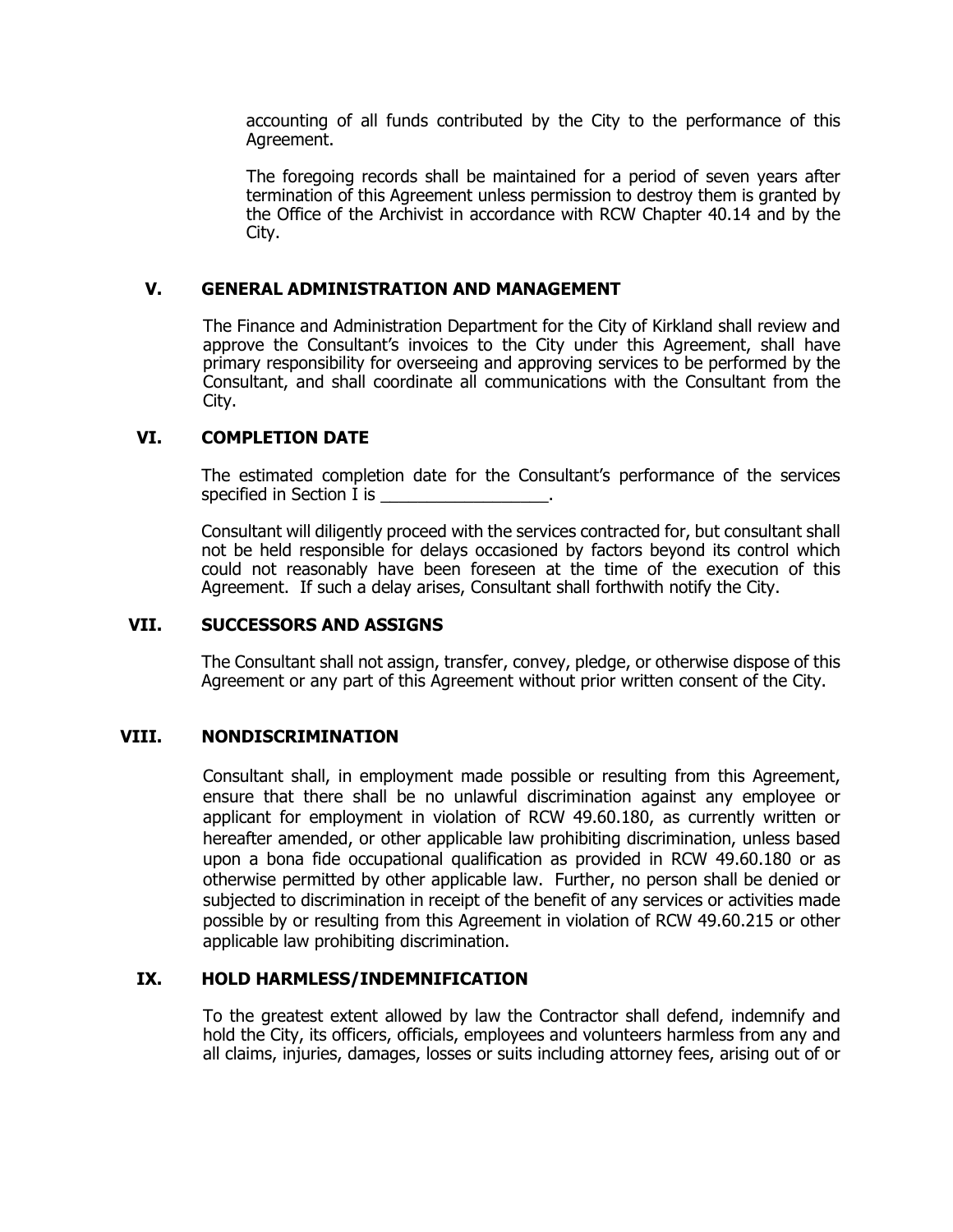accounting of all funds contributed by the City to the performance of this Agreement.

The foregoing records shall be maintained for a period of seven years after termination of this Agreement unless permission to destroy them is granted by the Office of the Archivist in accordance with RCW Chapter 40.14 and by the City.

## V. GENERAL ADMINISTRATION AND MANAGEMENT

The Finance and Administration Department for the City of Kirkland shall review and approve the Consultant's invoices to the City under this Agreement, shall have primary responsibility for overseeing and approving services to be performed by the Consultant, and shall coordinate all communications with the Consultant from the City.

## VI. COMPLETION DATE

The estimated completion date for the Consultant's performance of the services specified in Section I is __________________.

Consultant will diligently proceed with the services contracted for, but consultant shall not be held responsible for delays occasioned by factors beyond its control which could not reasonably have been foreseen at the time of the execution of this Agreement. If such a delay arises, Consultant shall forthwith notify the City.

## VII. SUCCESSORS AND ASSIGNS

The Consultant shall not assign, transfer, convey, pledge, or otherwise dispose of this Agreement or any part of this Agreement without prior written consent of the City.

## VIII. NONDISCRIMINATION

Consultant shall, in employment made possible or resulting from this Agreement, ensure that there shall be no unlawful discrimination against any employee or applicant for employment in violation of RCW 49.60.180, as currently written or hereafter amended, or other applicable law prohibiting discrimination, unless based upon a bona fide occupational qualification as provided in RCW 49.60.180 or as otherwise permitted by other applicable law. Further, no person shall be denied or subjected to discrimination in receipt of the benefit of any services or activities made possible by or resulting from this Agreement in violation of RCW 49.60.215 or other applicable law prohibiting discrimination.

## IX. HOLD HARMLESS/INDEMNIFICATION

To the greatest extent allowed by law the Contractor shall defend, indemnify and hold the City, its officers, officials, employees and volunteers harmless from any and all claims, injuries, damages, losses or suits including attorney fees, arising out of or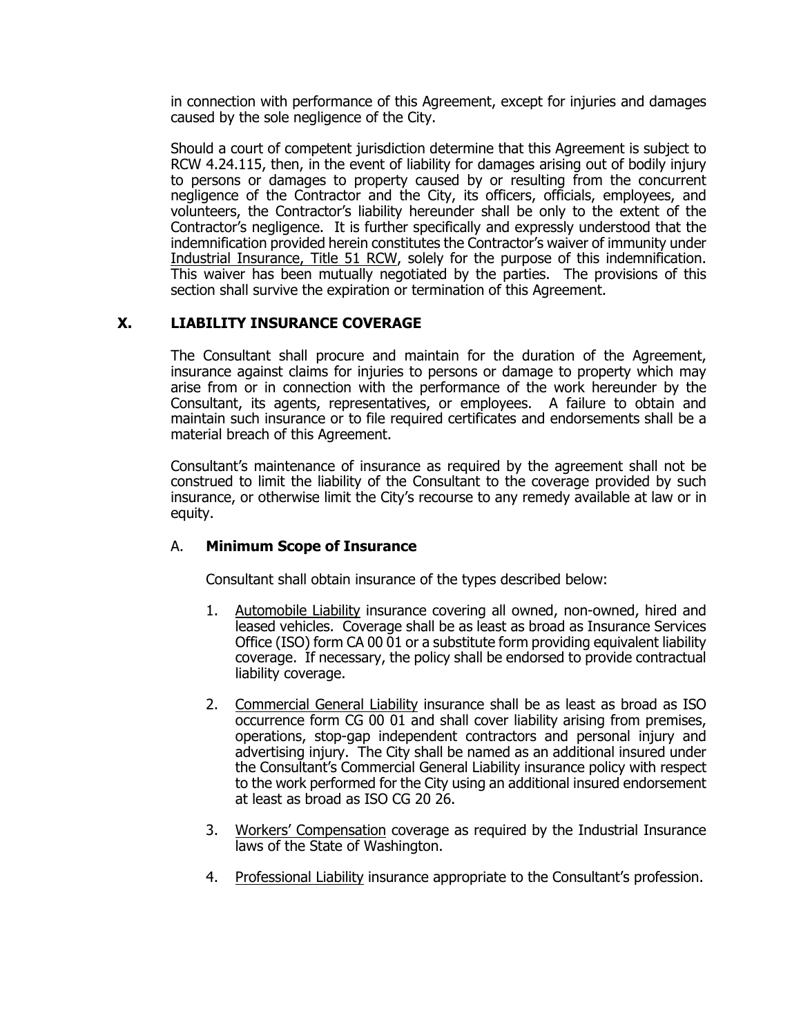in connection with performance of this Agreement, except for injuries and damages caused by the sole negligence of the City.

Should a court of competent jurisdiction determine that this Agreement is subject to RCW 4.24.115, then, in the event of liability for damages arising out of bodily injury to persons or damages to property caused by or resulting from the concurrent negligence of the Contractor and the City, its officers, officials, employees, and volunteers, the Contractor's liability hereunder shall be only to the extent of the Contractor's negligence. It is further specifically and expressly understood that the indemnification provided herein constitutes the Contractor's waiver of immunity under Industrial Insurance, Title 51 RCW, solely for the purpose of this indemnification. This waiver has been mutually negotiated by the parties. The provisions of this section shall survive the expiration or termination of this Agreement.

## X. LIABILITY INSURANCE COVERAGE

The Consultant shall procure and maintain for the duration of the Agreement, insurance against claims for injuries to persons or damage to property which may arise from or in connection with the performance of the work hereunder by the Consultant, its agents, representatives, or employees. A failure to obtain and maintain such insurance or to file required certificates and endorsements shall be a material breach of this Agreement.

Consultant's maintenance of insurance as required by the agreement shall not be construed to limit the liability of the Consultant to the coverage provided by such insurance, or otherwise limit the City's recourse to any remedy available at law or in equity.

### A. **Minimum Scope of Insurance**

Consultant shall obtain insurance of the types described below:

1. Automobile Liability insurance covering all owned, non-owned, hired and leased vehicles. Coverage shall be as least as broad as Insurance Services Office (ISO) form CA 00 01 or a substitute form providing equivalent liability coverage. If necessary, the policy shall be endorsed to provide contractual liability coverage.
2. Commercial General Liability insurance shall be as least as broad as ISO occurrence form CG 00 01 and shall cover liability arising from premises, operations, stop-gap independent contractors and personal injury and advertising injury. The City shall be named as an additional insured under the Consultant's Commercial General Liability insurance policy with respect to the work performed for the City using an additional insured endorsement at least as broad as ISO CG 20 26.
3. Workers' Compensation coverage as required by the Industrial Insurance laws of the State of Washington.
4. Professional Liability insurance appropriate to the Consultant's profession.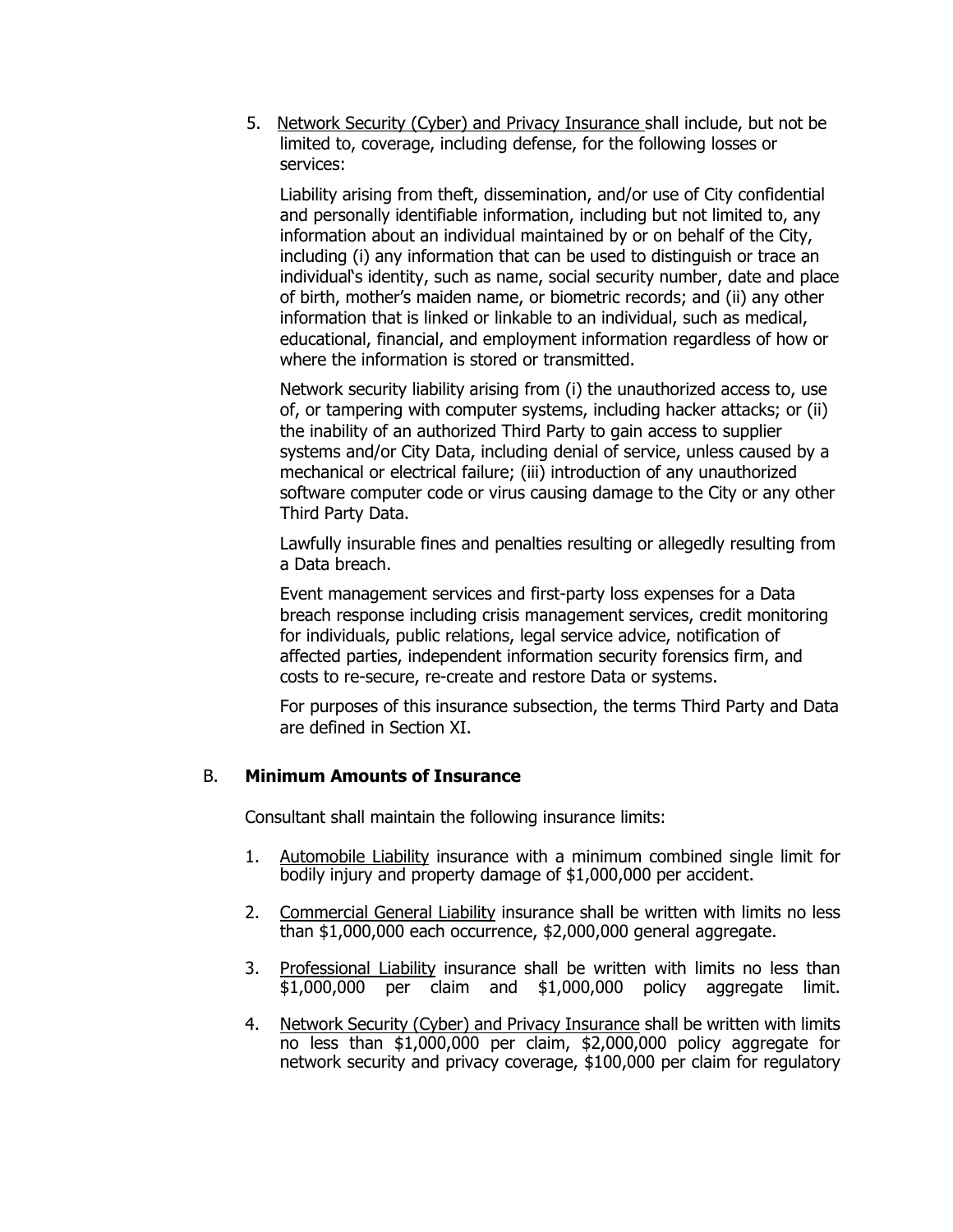5. Network Security (Cyber) and Privacy Insurance shall include, but not be limited to, coverage, including defense, for the following losses or services:

   Liability arising from theft, dissemination, and/or use of City confidential and personally identifiable information, including but not limited to, any information about an individual maintained by or on behalf of the City, including (i) any information that can be used to distinguish or trace an individual's identity, such as name, social security number, date and place of birth, mother's maiden name, or biometric records; and (ii) any other information that is linked or linkable to an individual, such as medical, educational, financial, and employment information regardless of how or where the information is stored or transmitted.

   Network security liability arising from (i) the unauthorized access to, use of, or tampering with computer systems, including hacker attacks; or (ii) the inability of an authorized Third Party to gain access to supplier systems and/or City Data, including denial of service, unless caused by a mechanical or electrical failure; (iii) introduction of any unauthorized software computer code or virus causing damage to the City or any other Third Party Data.

   Lawfully insurable fines and penalties resulting or allegedly resulting from a Data breach.

   Event management services and first-party loss expenses for a Data breach response including crisis management services, credit monitoring for individuals, public relations, legal service advice, notification of affected parties, independent information security forensics firm, and costs to re-secure, re-create and restore Data or systems.

   For purposes of this insurance subsection, the terms Third Party and Data are defined in Section XI.

## B. **Minimum Amounts of Insurance**

Consultant shall maintain the following insurance limits:

1. Automobile Liability insurance with a minimum combined single limit for bodily injury and property damage of $1,000,000 per accident.

2. Commercial General Liability insurance shall be written with limits no less than $1,000,000 each occurrence, $2,000,000 general aggregate.

3. Professional Liability insurance shall be written with limits no less than $1,000,000 per claim and $1,000,000 policy aggregate limit.

4. Network Security (Cyber) and Privacy Insurance shall be written with limits no less than $1,000,000 per claim, $2,000,000 policy aggregate for network security and privacy coverage, $100,000 per claim for regulatory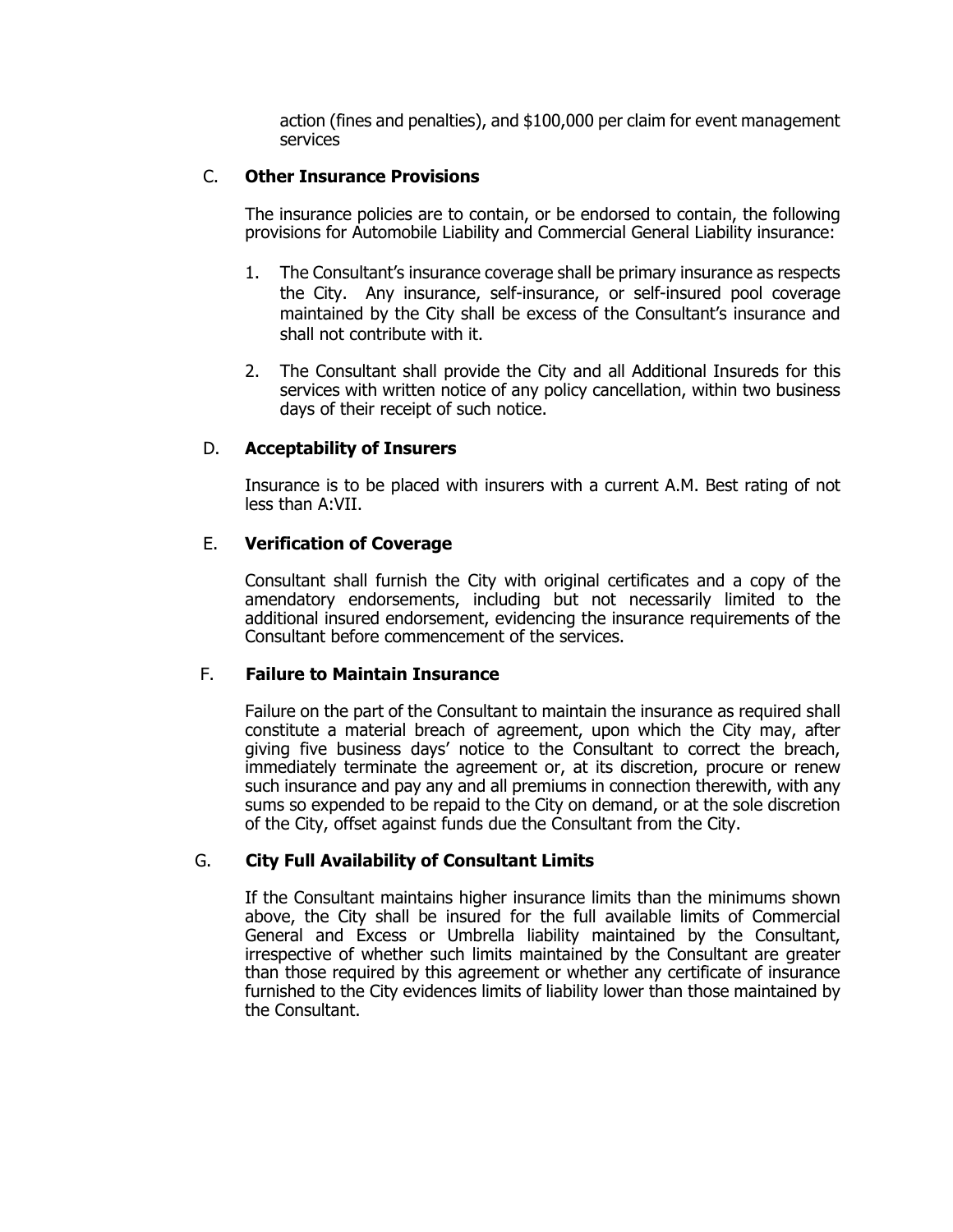action (fines and penalties), and $100,000 per claim for event management services

C. **Other Insurance Provisions**

The insurance policies are to contain, or be endorsed to contain, the following provisions for Automobile Liability and Commercial General Liability insurance:

1. The Consultant's insurance coverage shall be primary insurance as respects the City. Any insurance, self-insurance, or self-insured pool coverage maintained by the City shall be excess of the Consultant's insurance and shall not contribute with it.

2. The Consultant shall provide the City and all Additional Insureds for this services with written notice of any policy cancellation, within two business days of their receipt of such notice.

D. **Acceptability of Insurers**

Insurance is to be placed with insurers with a current A.M. Best rating of not less than A:VII.

E. **Verification of Coverage**

Consultant shall furnish the City with original certificates and a copy of the amendatory endorsements, including but not necessarily limited to the additional insured endorsement, evidencing the insurance requirements of the Consultant before commencement of the services.

F. **Failure to Maintain Insurance**

Failure on the part of the Consultant to maintain the insurance as required shall constitute a material breach of agreement, upon which the City may, after giving five business days' notice to the Consultant to correct the breach, immediately terminate the agreement or, at its discretion, procure or renew such insurance and pay any and all premiums in connection therewith, with any sums so expended to be repaid to the City on demand, or at the sole discretion of the City, offset against funds due the Consultant from the City.

G. **City Full Availability of Consultant Limits**

If the Consultant maintains higher insurance limits than the minimums shown above, the City shall be insured for the full available limits of Commercial General and Excess or Umbrella liability maintained by the Consultant, irrespective of whether such limits maintained by the Consultant are greater than those required by this agreement or whether any certificate of insurance furnished to the City evidences limits of liability lower than those maintained by the Consultant.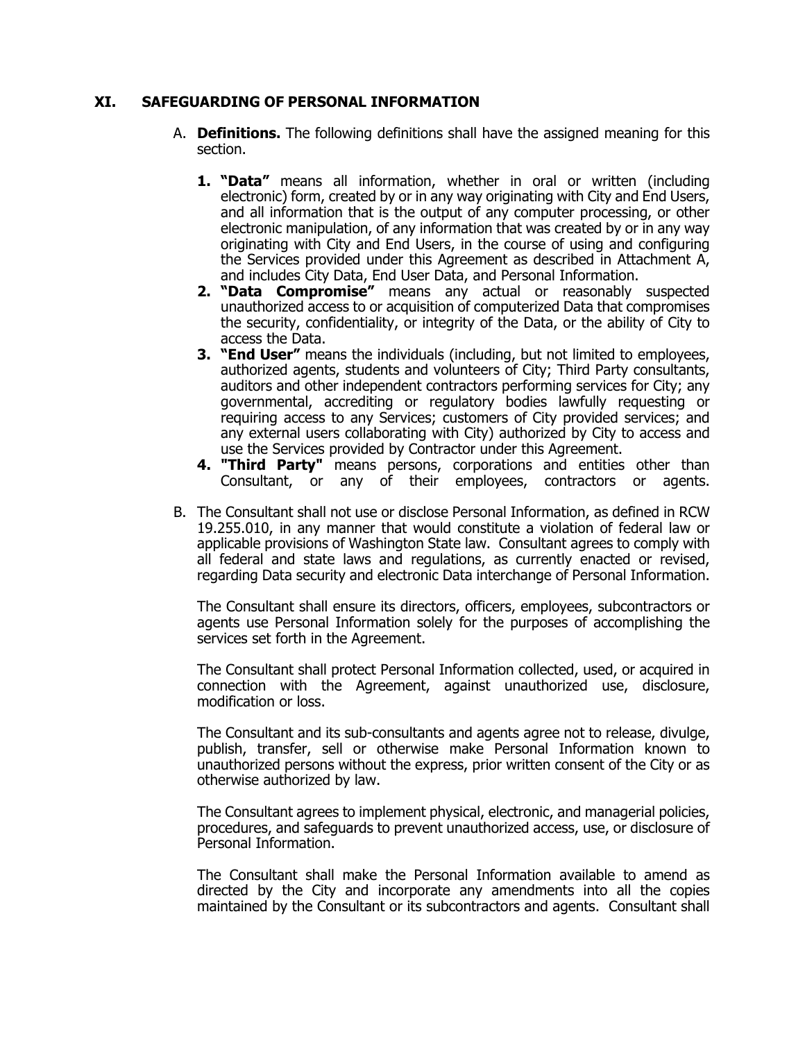## XI. SAFEGUARDING OF PERSONAL INFORMATION

A. **Definitions.** The following definitions shall have the assigned meaning for this section.

1. **"Data"** means all information, whether in oral or written (including electronic) form, created by or in any way originating with City and End Users, and all information that is the output of any computer processing, or other electronic manipulation, of any information that was created by or in any way originating with City and End Users, in the course of using and configuring the Services provided under this Agreement as described in Attachment A, and includes City Data, End User Data, and Personal Information.
2. **"Data Compromise"** means any actual or reasonably suspected unauthorized access to or acquisition of computerized Data that compromises the security, confidentiality, or integrity of the Data, or the ability of City to access the Data.
3. **"End User"** means the individuals (including, but not limited to employees, authorized agents, students and volunteers of City; Third Party consultants, auditors and other independent contractors performing services for City; any governmental, accrediting or regulatory bodies lawfully requesting or requiring access to any Services; customers of City provided services; and any external users collaborating with City) authorized by City to access and use the Services provided by Contractor under this Agreement.
4. **"Third Party"** means persons, corporations and entities other than Consultant, or any of their employees, contractors or agents.

B. The Consultant shall not use or disclose Personal Information, as defined in RCW 19.255.010, in any manner that would constitute a violation of federal law or applicable provisions of Washington State law. Consultant agrees to comply with all federal and state laws and regulations, as currently enacted or revised, regarding Data security and electronic Data interchange of Personal Information.

The Consultant shall ensure its directors, officers, employees, subcontractors or agents use Personal Information solely for the purposes of accomplishing the services set forth in the Agreement.

The Consultant shall protect Personal Information collected, used, or acquired in connection with the Agreement, against unauthorized use, disclosure, modification or loss.

The Consultant and its sub-consultants and agents agree not to release, divulge, publish, transfer, sell or otherwise make Personal Information known to unauthorized persons without the express, prior written consent of the City or as otherwise authorized by law.

The Consultant agrees to implement physical, electronic, and managerial policies, procedures, and safeguards to prevent unauthorized access, use, or disclosure of Personal Information.

The Consultant shall make the Personal Information available to amend as directed by the City and incorporate any amendments into all the copies maintained by the Consultant or its subcontractors and agents. Consultant shall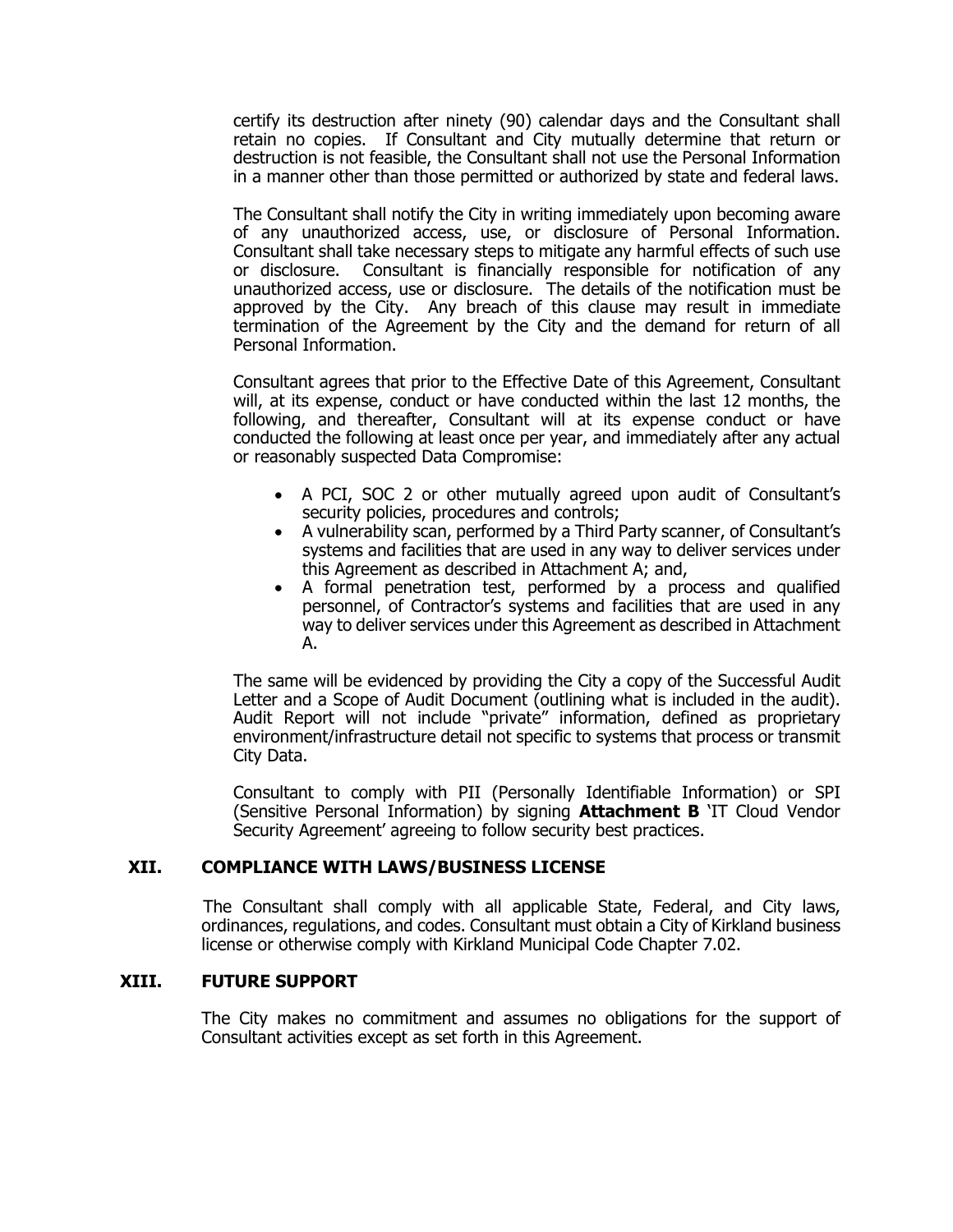certify its destruction after ninety (90) calendar days and the Consultant shall retain no copies. If Consultant and City mutually determine that return or destruction is not feasible, the Consultant shall not use the Personal Information in a manner other than those permitted or authorized by state and federal laws.

The Consultant shall notify the City in writing immediately upon becoming aware of any unauthorized access, use, or disclosure of Personal Information. Consultant shall take necessary steps to mitigate any harmful effects of such use or disclosure. Consultant is financially responsible for notification of any unauthorized access, use or disclosure. The details of the notification must be approved by the City. Any breach of this clause may result in immediate termination of the Agreement by the City and the demand for return of all Personal Information.

Consultant agrees that prior to the Effective Date of this Agreement, Consultant will, at its expense, conduct or have conducted within the last 12 months, the following, and thereafter, Consultant will at its expense conduct or have conducted the following at least once per year, and immediately after any actual or reasonably suspected Data Compromise:

- A PCI, SOC 2 or other mutually agreed upon audit of Consultant's security policies, procedures and controls;
- A vulnerability scan, performed by a Third Party scanner, of Consultant's systems and facilities that are used in any way to deliver services under this Agreement as described in Attachment A; and,
- A formal penetration test, performed by a process and qualified personnel, of Contractor's systems and facilities that are used in any way to deliver services under this Agreement as described in Attachment A.

The same will be evidenced by providing the City a copy of the Successful Audit Letter and a Scope of Audit Document (outlining what is included in the audit). Audit Report will not include "private" information, defined as proprietary environment/infrastructure detail not specific to systems that process or transmit City Data.

Consultant to comply with PII (Personally Identifiable Information) or SPI (Sensitive Personal Information) by signing **Attachment B** 'IT Cloud Vendor Security Agreement' agreeing to follow security best practices.

## XII. COMPLIANCE WITH LAWS/BUSINESS LICENSE

The Consultant shall comply with all applicable State, Federal, and City laws, ordinances, regulations, and codes. Consultant must obtain a City of Kirkland business license or otherwise comply with Kirkland Municipal Code Chapter 7.02.

## XIII. FUTURE SUPPORT

The City makes no commitment and assumes no obligations for the support of Consultant activities except as set forth in this Agreement.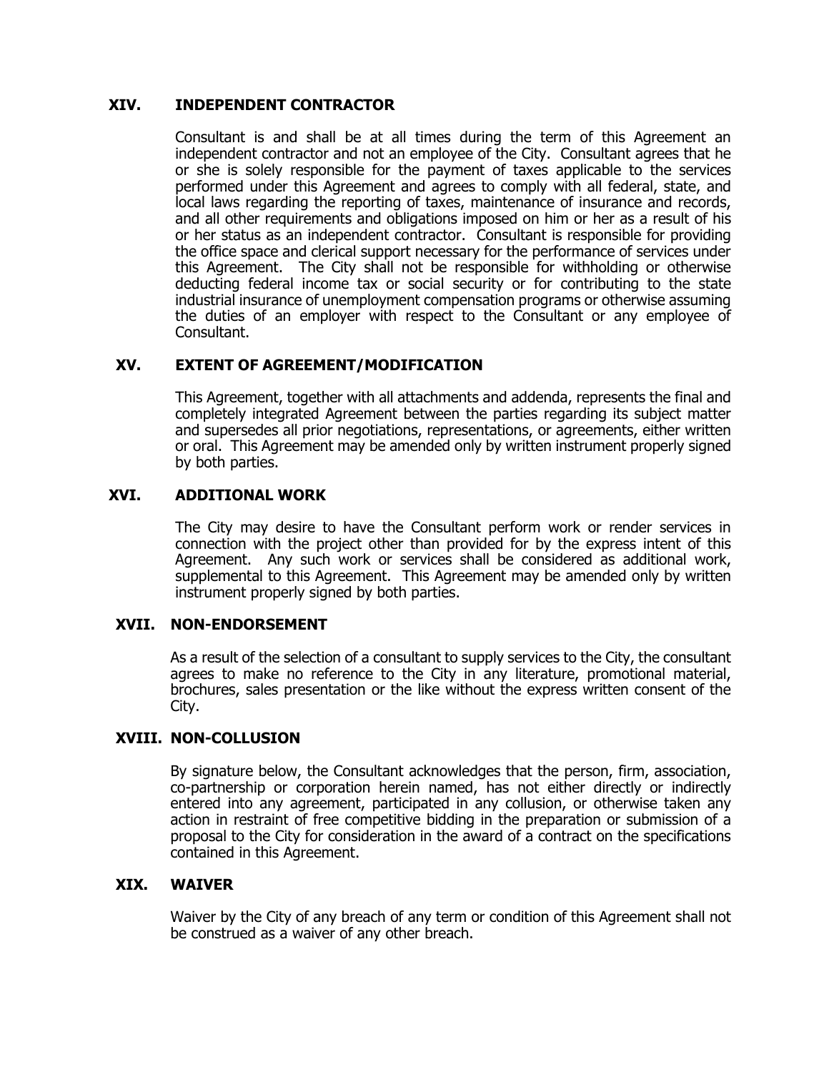## XIV. INDEPENDENT CONTRACTOR

Consultant is and shall be at all times during the term of this Agreement an independent contractor and not an employee of the City. Consultant agrees that he or she is solely responsible for the payment of taxes applicable to the services performed under this Agreement and agrees to comply with all federal, state, and local laws regarding the reporting of taxes, maintenance of insurance and records, and all other requirements and obligations imposed on him or her as a result of his or her status as an independent contractor. Consultant is responsible for providing the office space and clerical support necessary for the performance of services under this Agreement. The City shall not be responsible for withholding or otherwise deducting federal income tax or social security or for contributing to the state industrial insurance of unemployment compensation programs or otherwise assuming the duties of an employer with respect to the Consultant or any employee of Consultant.

## XV. EXTENT OF AGREEMENT/MODIFICATION

This Agreement, together with all attachments and addenda, represents the final and completely integrated Agreement between the parties regarding its subject matter and supersedes all prior negotiations, representations, or agreements, either written or oral. This Agreement may be amended only by written instrument properly signed by both parties.

## XVI. ADDITIONAL WORK

The City may desire to have the Consultant perform work or render services in connection with the project other than provided for by the express intent of this Agreement. Any such work or services shall be considered as additional work, supplemental to this Agreement. This Agreement may be amended only by written instrument properly signed by both parties.

## XVII. NON-ENDORSEMENT

As a result of the selection of a consultant to supply services to the City, the consultant agrees to make no reference to the City in any literature, promotional material, brochures, sales presentation or the like without the express written consent of the City.

## XVIII. NON-COLLUSION

By signature below, the Consultant acknowledges that the person, firm, association, co-partnership or corporation herein named, has not either directly or indirectly entered into any agreement, participated in any collusion, or otherwise taken any action in restraint of free competitive bidding in the preparation or submission of a proposal to the City for consideration in the award of a contract on the specifications contained in this Agreement.

## XIX. WAIVER

Waiver by the City of any breach of any term or condition of this Agreement shall not be construed as a waiver of any other breach.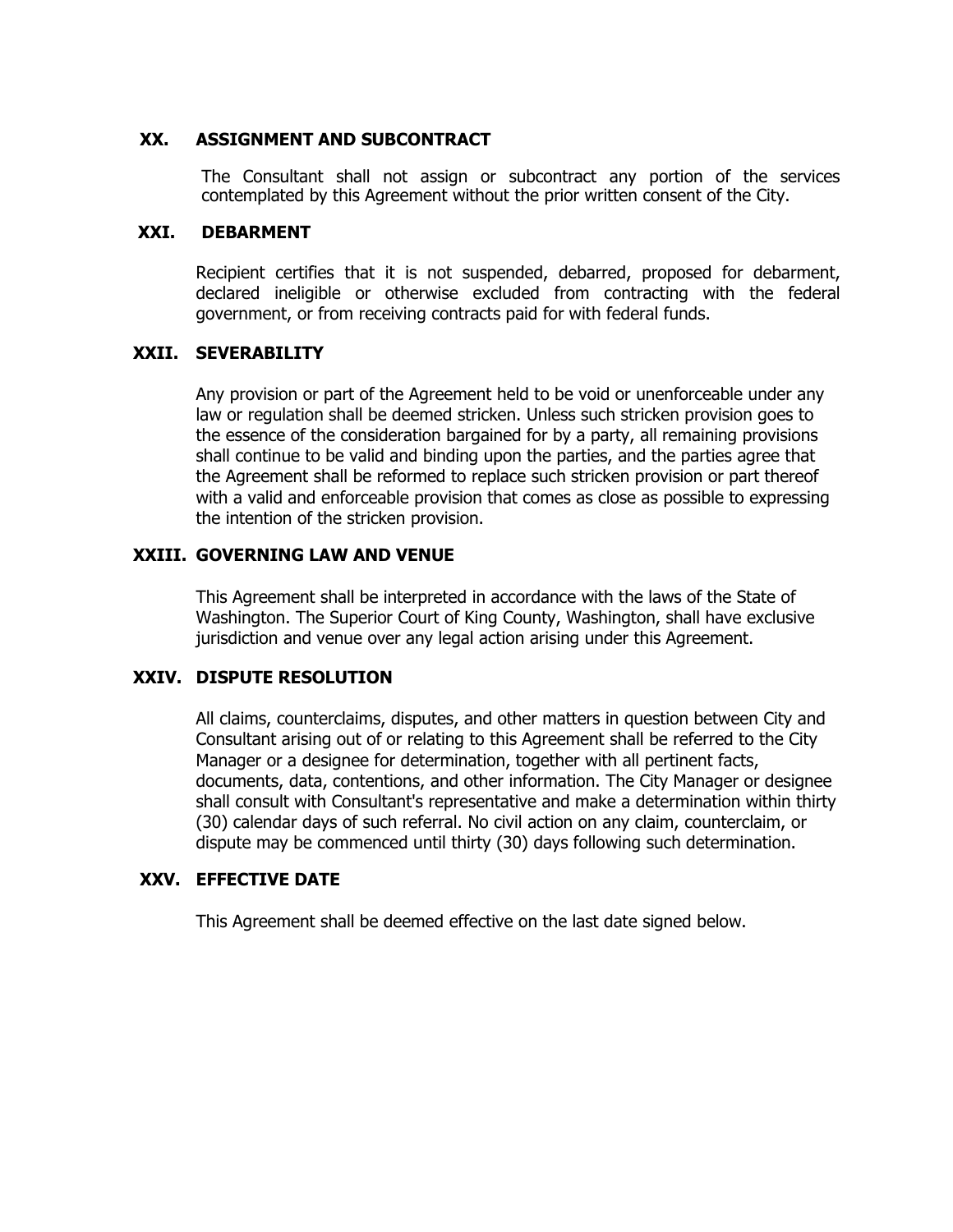## XX. ASSIGNMENT AND SUBCONTRACT

The Consultant shall not assign or subcontract any portion of the services contemplated by this Agreement without the prior written consent of the City.

## XXI. DEBARMENT

Recipient certifies that it is not suspended, debarred, proposed for debarment, declared ineligible or otherwise excluded from contracting with the federal government, or from receiving contracts paid for with federal funds.

## XXII. SEVERABILITY

Any provision or part of the Agreement held to be void or unenforceable under any law or regulation shall be deemed stricken. Unless such stricken provision goes to the essence of the consideration bargained for by a party, all remaining provisions shall continue to be valid and binding upon the parties, and the parties agree that the Agreement shall be reformed to replace such stricken provision or part thereof with a valid and enforceable provision that comes as close as possible to expressing the intention of the stricken provision.

## XXIII. GOVERNING LAW AND VENUE

This Agreement shall be interpreted in accordance with the laws of the State of Washington. The Superior Court of King County, Washington, shall have exclusive jurisdiction and venue over any legal action arising under this Agreement.

## XXIV. DISPUTE RESOLUTION

All claims, counterclaims, disputes, and other matters in question between City and Consultant arising out of or relating to this Agreement shall be referred to the City Manager or a designee for determination, together with all pertinent facts, documents, data, contentions, and other information. The City Manager or designee shall consult with Consultant's representative and make a determination within thirty (30) calendar days of such referral. No civil action on any claim, counterclaim, or dispute may be commenced until thirty (30) days following such determination.

## XXV. EFFECTIVE DATE

This Agreement shall be deemed effective on the last date signed below.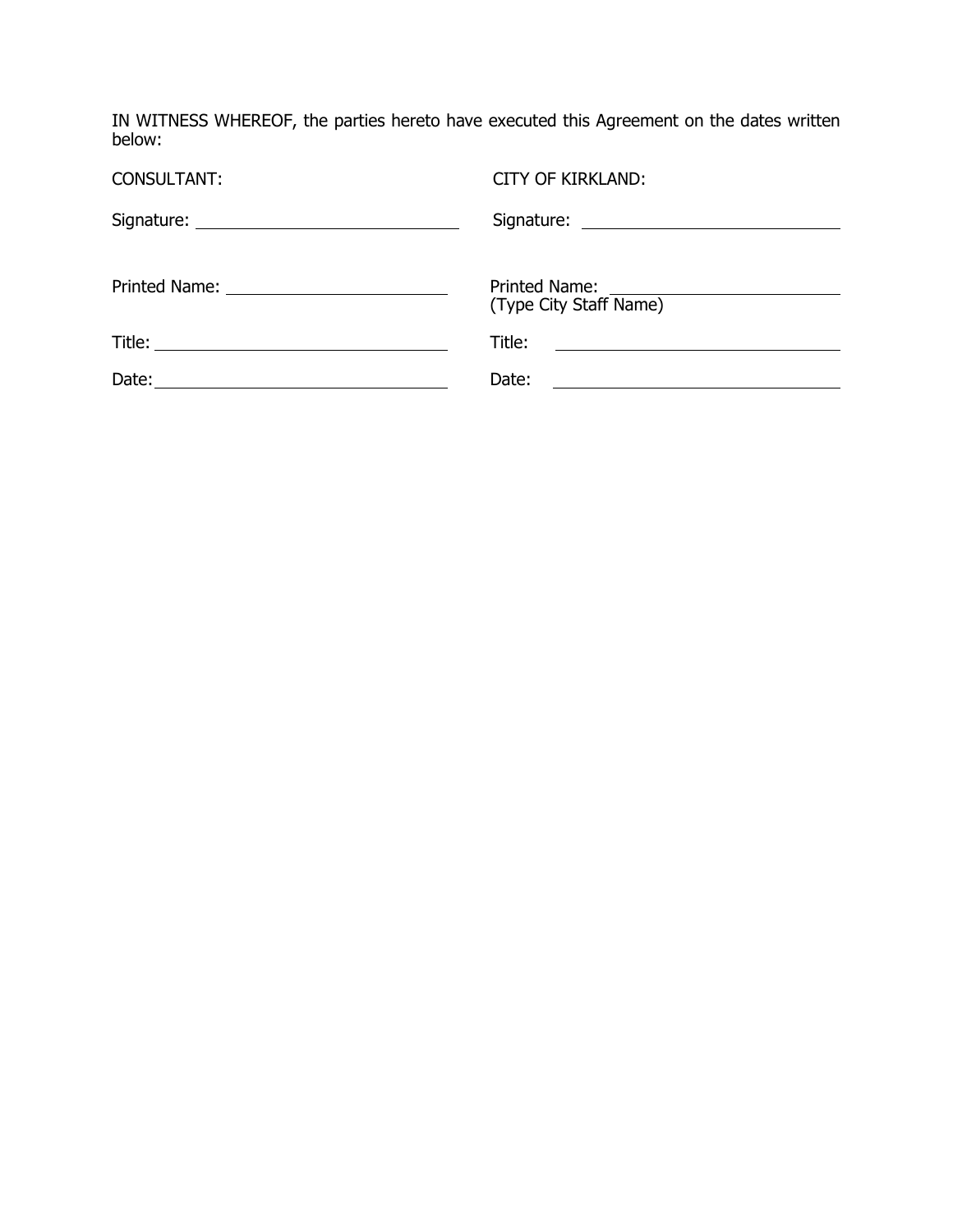IN WITNESS WHEREOF, the parties hereto have executed this Agreement on the dates written below:

| CONSULTANT: | CITY OF KIRKLAND: |
| --- | --- |
| Signature: ______________________ | Signature: ______________________ |
| Printed Name: ______________________ | Printed Name: ______________________<br>(Type City Staff Name) |
| Title: ______________________ | Title: ______________________ |
| Date: ______________________ | Date: ______________________ |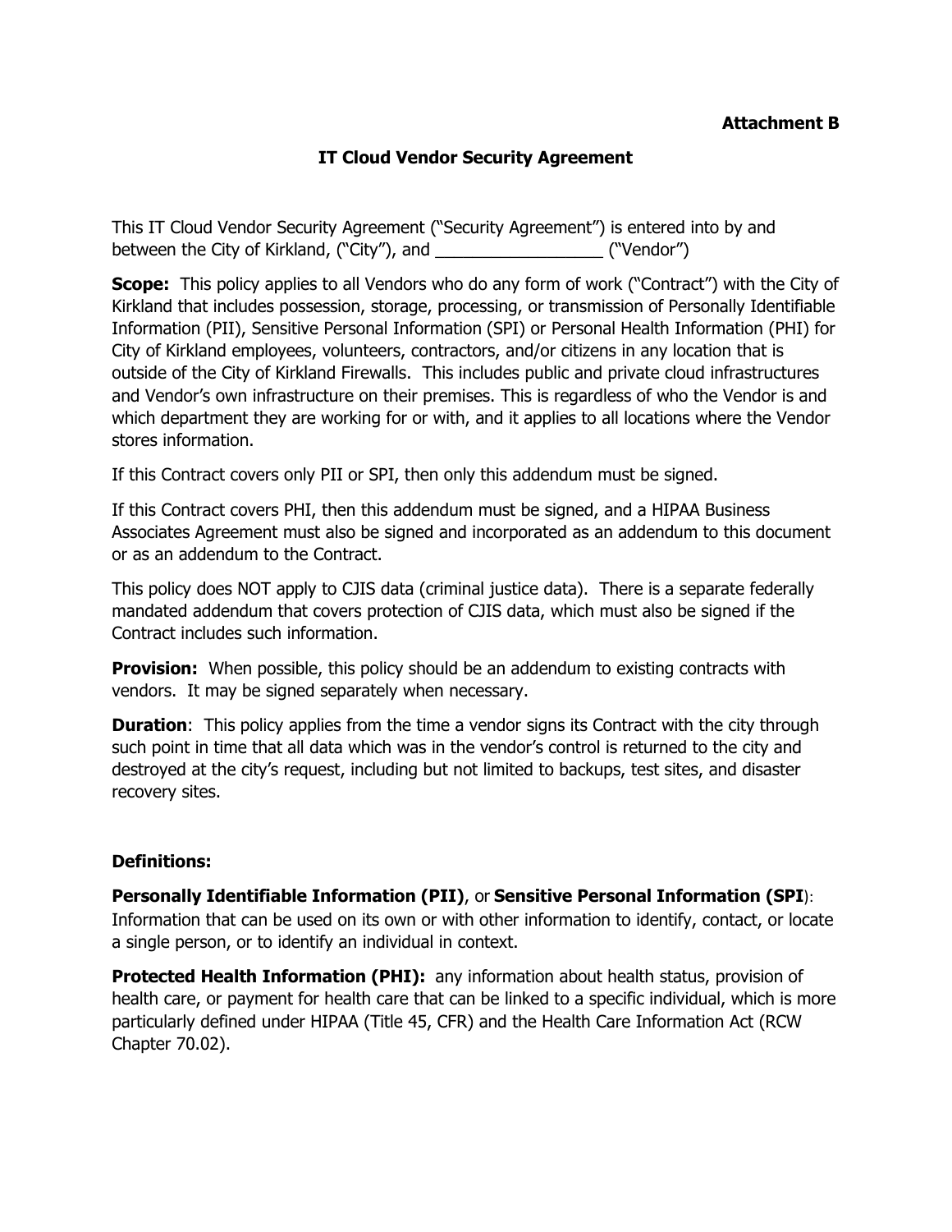**Attachment B**

## IT Cloud Vendor Security Agreement

This IT Cloud Vendor Security Agreement ("Security Agreement") is entered into by and between the City of Kirkland, ("City"), and __________________ ("Vendor")

**Scope:** This policy applies to all Vendors who do any form of work ("Contract") with the City of Kirkland that includes possession, storage, processing, or transmission of Personally Identifiable Information (PII), Sensitive Personal Information (SPI) or Personal Health Information (PHI) for City of Kirkland employees, volunteers, contractors, and/or citizens in any location that is outside of the City of Kirkland Firewalls. This includes public and private cloud infrastructures and Vendor's own infrastructure on their premises. This is regardless of who the Vendor is and which department they are working for or with, and it applies to all locations where the Vendor stores information.

If this Contract covers only PII or SPI, then only this addendum must be signed.

If this Contract covers PHI, then this addendum must be signed, and a HIPAA Business Associates Agreement must also be signed and incorporated as an addendum to this document or as an addendum to the Contract.

This policy does NOT apply to CJIS data (criminal justice data). There is a separate federally mandated addendum that covers protection of CJIS data, which must also be signed if the Contract includes such information.

**Provision:** When possible, this policy should be an addendum to existing contracts with vendors. It may be signed separately when necessary.

**Duration**: This policy applies from the time a vendor signs its Contract with the city through such point in time that all data which was in the vendor's control is returned to the city and destroyed at the city's request, including but not limited to backups, test sites, and disaster recovery sites.

**Definitions:**

**Personally Identifiable Information (PII)**, or **Sensitive Personal Information (SPI)**: Information that can be used on its own or with other information to identify, contact, or locate a single person, or to identify an individual in context.

**Protected Health Information (PHI):** any information about health status, provision of health care, or payment for health care that can be linked to a specific individual, which is more particularly defined under HIPAA (Title 45, CFR) and the Health Care Information Act (RCW Chapter 70.02).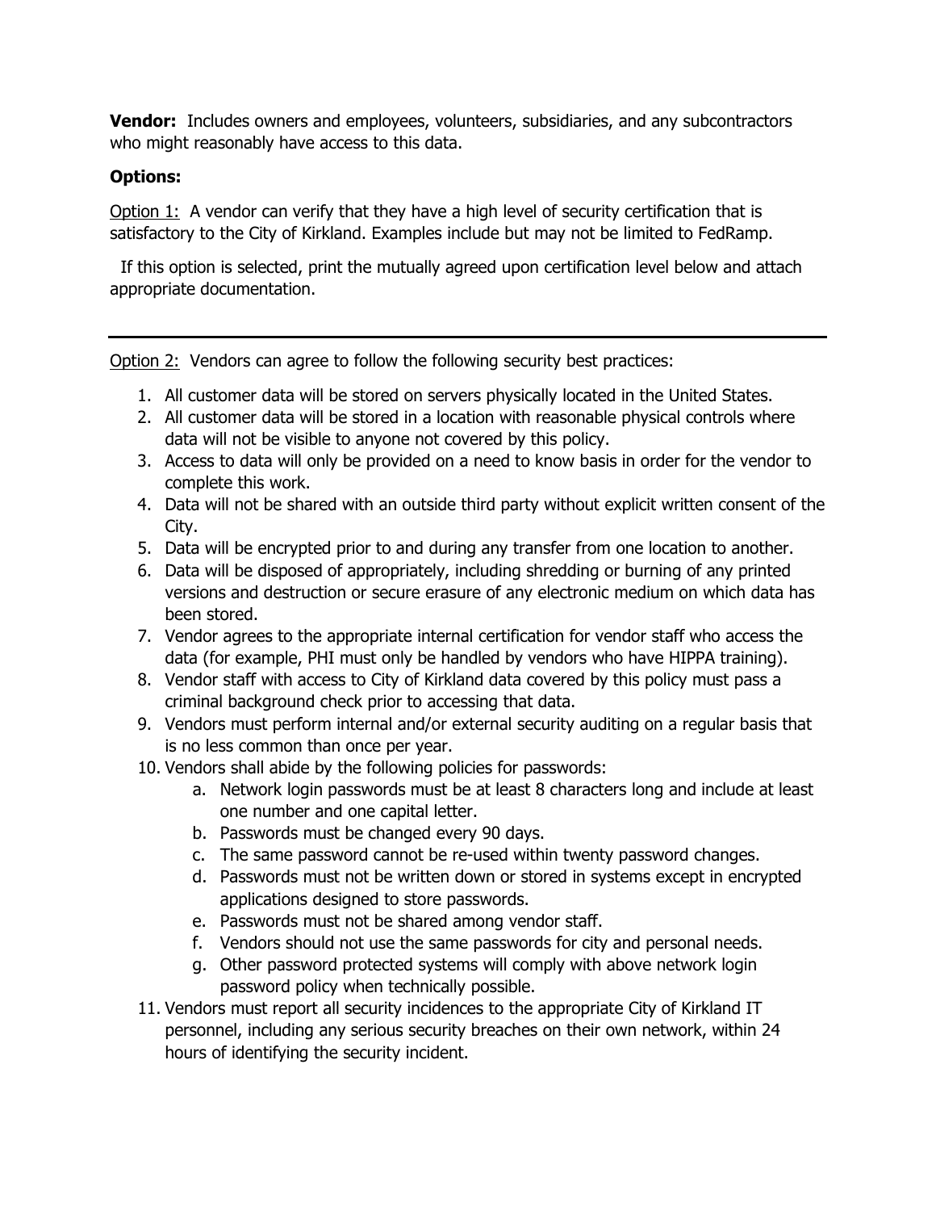**Vendor:** Includes owners and employees, volunteers, subsidiaries, and any subcontractors who might reasonably have access to this data.

**Options:**

Option 1: A vendor can verify that they have a high level of security certification that is satisfactory to the City of Kirkland. Examples include but may not be limited to FedRamp.

If this option is selected, print the mutually agreed upon certification level below and attach appropriate documentation.

---

Option 2: Vendors can agree to follow the following security best practices:

1. All customer data will be stored on servers physically located in the United States.
2. All customer data will be stored in a location with reasonable physical controls where data will not be visible to anyone not covered by this policy.
3. Access to data will only be provided on a need to know basis in order for the vendor to complete this work.
4. Data will not be shared with an outside third party without explicit written consent of the City.
5. Data will be encrypted prior to and during any transfer from one location to another.
6. Data will be disposed of appropriately, including shredding or burning of any printed versions and destruction or secure erasure of any electronic medium on which data has been stored.
7. Vendor agrees to the appropriate internal certification for vendor staff who access the data (for example, PHI must only be handled by vendors who have HIPPA training).
8. Vendor staff with access to City of Kirkland data covered by this policy must pass a criminal background check prior to accessing that data.
9. Vendors must perform internal and/or external security auditing on a regular basis that is no less common than once per year.
10. Vendors shall abide by the following policies for passwords:
    a. Network login passwords must be at least 8 characters long and include at least one number and one capital letter.
    b. Passwords must be changed every 90 days.
    c. The same password cannot be re-used within twenty password changes.
    d. Passwords must not be written down or stored in systems except in encrypted applications designed to store passwords.
    e. Passwords must not be shared among vendor staff.
    f. Vendors should not use the same passwords for city and personal needs.
    g. Other password protected systems will comply with above network login password policy when technically possible.
11. Vendors must report all security incidences to the appropriate City of Kirkland IT personnel, including any serious security breaches on their own network, within 24 hours of identifying the security incident.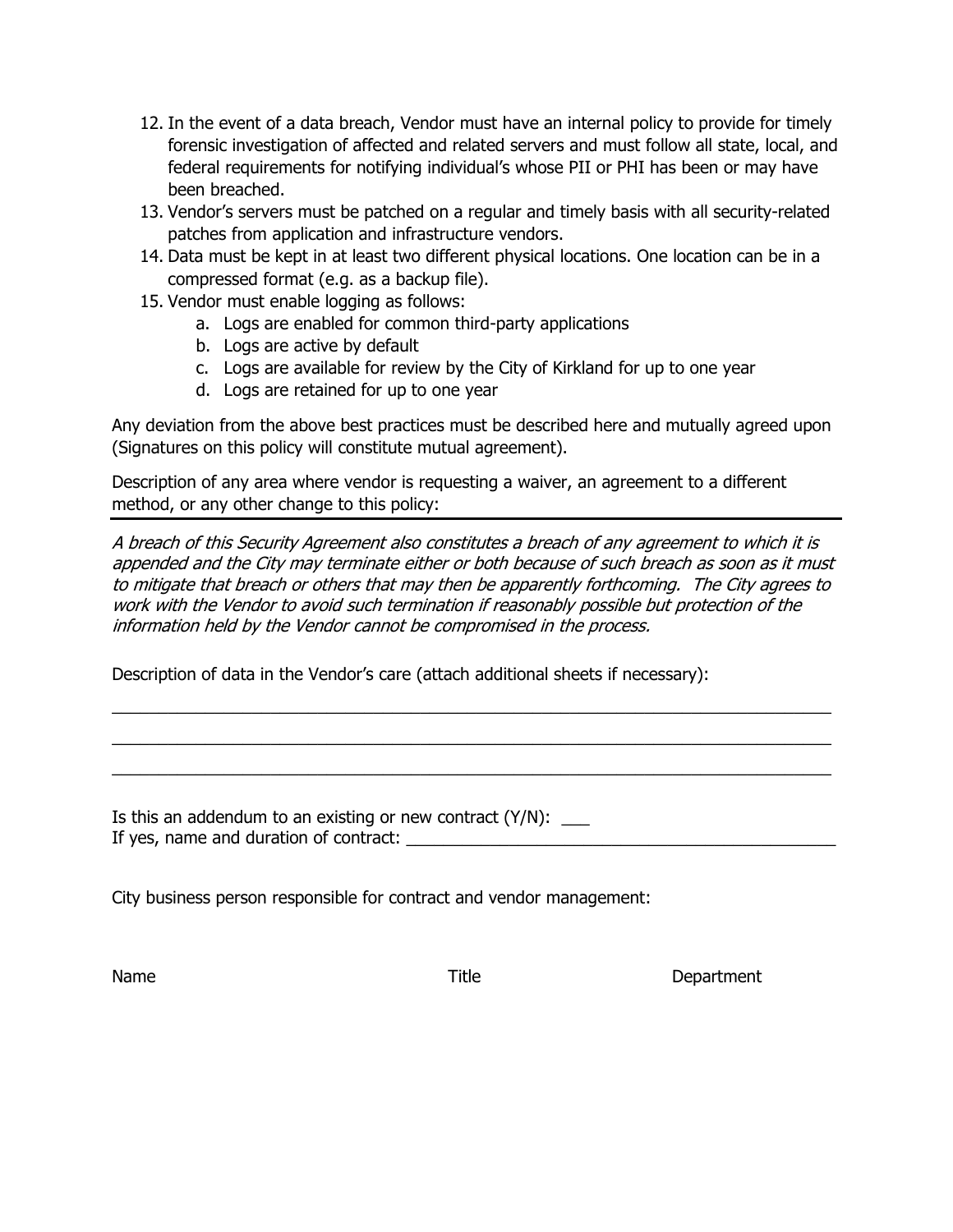12. In the event of a data breach, Vendor must have an internal policy to provide for timely forensic investigation of affected and related servers and must follow all state, local, and federal requirements for notifying individual's whose PII or PHI has been or may have been breached.
13. Vendor's servers must be patched on a regular and timely basis with all security-related patches from application and infrastructure vendors.
14. Data must be kept in at least two different physical locations. One location can be in a compressed format (e.g. as a backup file).
15. Vendor must enable logging as follows:
    a. Logs are enabled for common third-party applications
    b. Logs are active by default
    c. Logs are available for review by the City of Kirkland for up to one year
    d. Logs are retained for up to one year

Any deviation from the above best practices must be described here and mutually agreed upon (Signatures on this policy will constitute mutual agreement).

Description of any area where vendor is requesting a waiver, an agreement to a different method, or any other change to this policy:

---

*A breach of this Security Agreement also constitutes a breach of any agreement to which it is appended and the City may terminate either or both because of such breach as soon as it must to mitigate that breach or others that may then be apparently forthcoming. The City agrees to work with the Vendor to avoid such termination if reasonably possible but protection of the information held by the Vendor cannot be compromised in the process.*

Description of data in the Vendor's care (attach additional sheets if necessary):

\_\_\_\_\_\_\_\_\_\_\_\_\_\_\_\_\_\_\_\_\_\_\_\_\_\_\_\_\_\_\_\_\_\_\_\_\_\_\_\_\_\_\_\_\_\_\_\_\_\_\_\_\_\_\_\_\_\_\_\_\_\_\_\_\_\_\_\_\_\_\_\_

\_\_\_\_\_\_\_\_\_\_\_\_\_\_\_\_\_\_\_\_\_\_\_\_\_\_\_\_\_\_\_\_\_\_\_\_\_\_\_\_\_\_\_\_\_\_\_\_\_\_\_\_\_\_\_\_\_\_\_\_\_\_\_\_\_\_\_\_\_\_\_\_

\_\_\_\_\_\_\_\_\_\_\_\_\_\_\_\_\_\_\_\_\_\_\_\_\_\_\_\_\_\_\_\_\_\_\_\_\_\_\_\_\_\_\_\_\_\_\_\_\_\_\_\_\_\_\_\_\_\_\_\_\_\_\_\_\_\_\_\_\_\_\_\_

Is this an addendum to an existing or new contract (Y/N): \_\_\_
If yes, name and duration of contract: \_\_\_\_\_\_\_\_\_\_\_\_\_\_\_\_\_\_\_\_\_\_\_\_\_\_\_\_\_\_\_\_\_\_\_\_\_\_\_\_\_\_\_\_\_\_\_

City business person responsible for contract and vendor management:

Name Title Department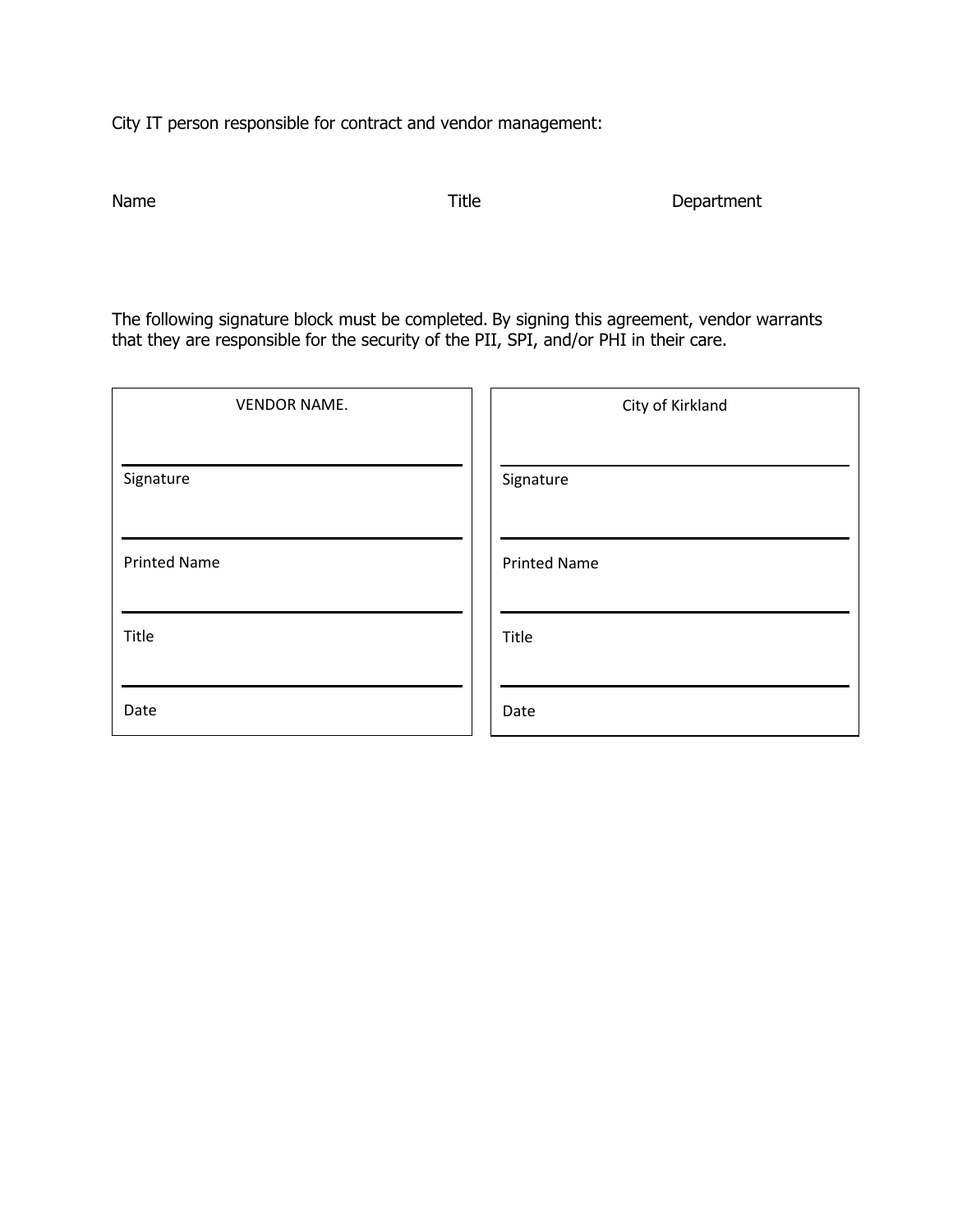City IT person responsible for contract and vendor management:

Name Title Department

The following signature block must be completed. By signing this agreement, vendor warrants that they are responsible for the security of the PII, SPI, and/or PHI in their care.

| VENDOR NAME. | City of Kirkland |
| --- | --- |
| Signature | Signature |
| Printed Name | Printed Name |
| Title | Title |
| Date | Date |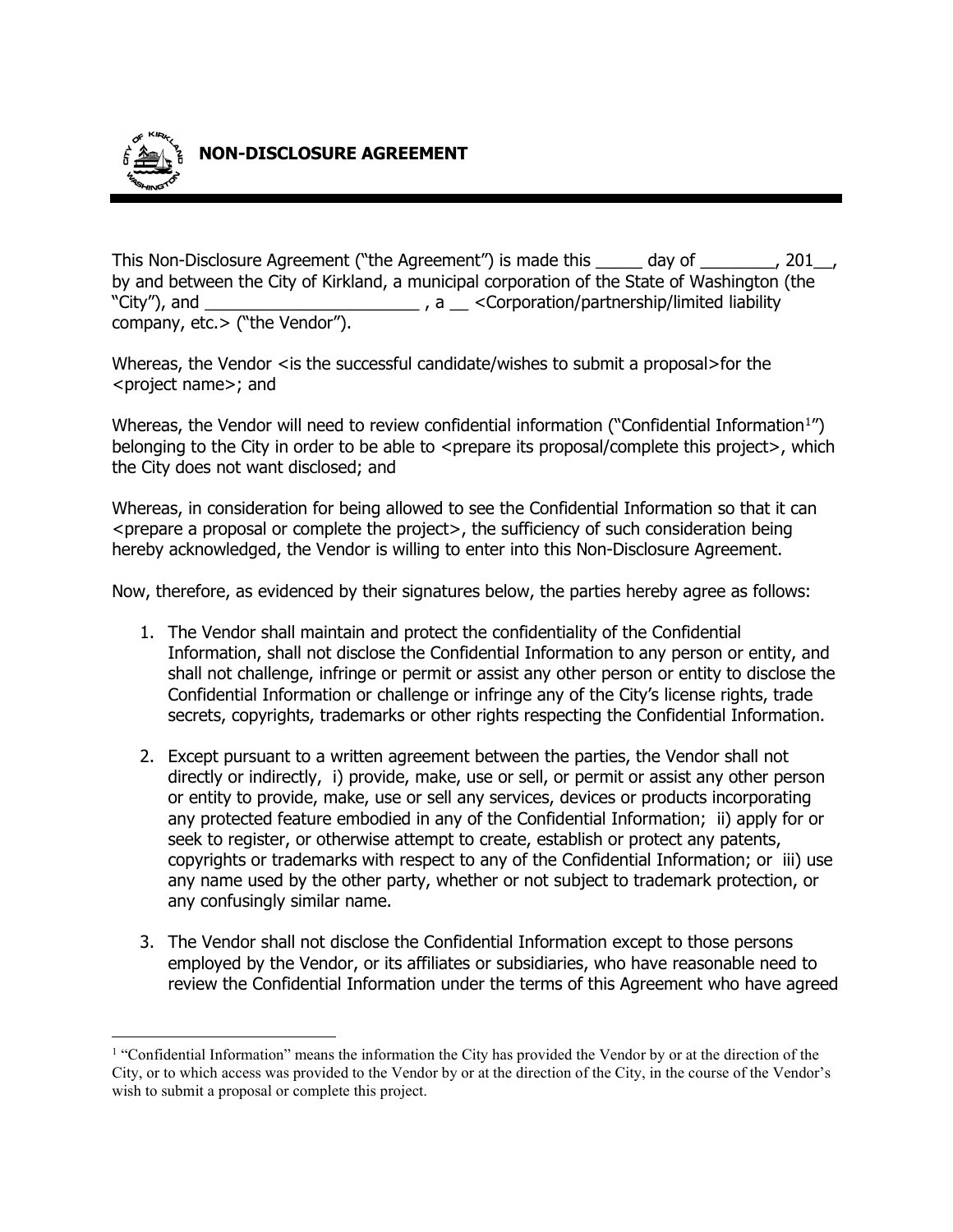# NON-DISCLOSURE AGREEMENT

This Non-Disclosure Agreement ("the Agreement") is made this _____ day of ________, 201__, by and between the City of Kirkland, a municipal corporation of the State of Washington (the "City"), and _______________________ , a __ <Corporation/partnership/limited liability company, etc.> ("the Vendor").

Whereas, the Vendor <is the successful candidate/wishes to submit a proposal>for the <project name>; and

Whereas, the Vendor will need to review confidential information ("Confidential Information[1]") belonging to the City in order to be able to <prepare its proposal/complete this project>, which the City does not want disclosed; and

Whereas, in consideration for being allowed to see the Confidential Information so that it can <prepare a proposal or complete the project>, the sufficiency of such consideration being hereby acknowledged, the Vendor is willing to enter into this Non-Disclosure Agreement.

Now, therefore, as evidenced by their signatures below, the parties hereby agree as follows:

1. The Vendor shall maintain and protect the confidentiality of the Confidential Information, shall not disclose the Confidential Information to any person or entity, and shall not challenge, infringe or permit or assist any other person or entity to disclose the Confidential Information or challenge or infringe any of the City's license rights, trade secrets, copyrights, trademarks or other rights respecting the Confidential Information.

2. Except pursuant to a written agreement between the parties, the Vendor shall not directly or indirectly, i) provide, make, use or sell, or permit or assist any other person or entity to provide, make, use or sell any services, devices or products incorporating any protected feature embodied in any of the Confidential Information; ii) apply for or seek to register, or otherwise attempt to create, establish or protect any patents, copyrights or trademarks with respect to any of the Confidential Information; or iii) use any name used by the other party, whether or not subject to trademark protection, or any confusingly similar name.

3. The Vendor shall not disclose the Confidential Information except to those persons employed by the Vendor, or its affiliates or subsidiaries, who have reasonable need to review the Confidential Information under the terms of this Agreement who have agreed

[1] "Confidential Information" means the information the City has provided the Vendor by or at the direction of the City, or to which access was provided to the Vendor by or at the direction of the City, in the course of the Vendor's wish to submit a proposal or complete this project.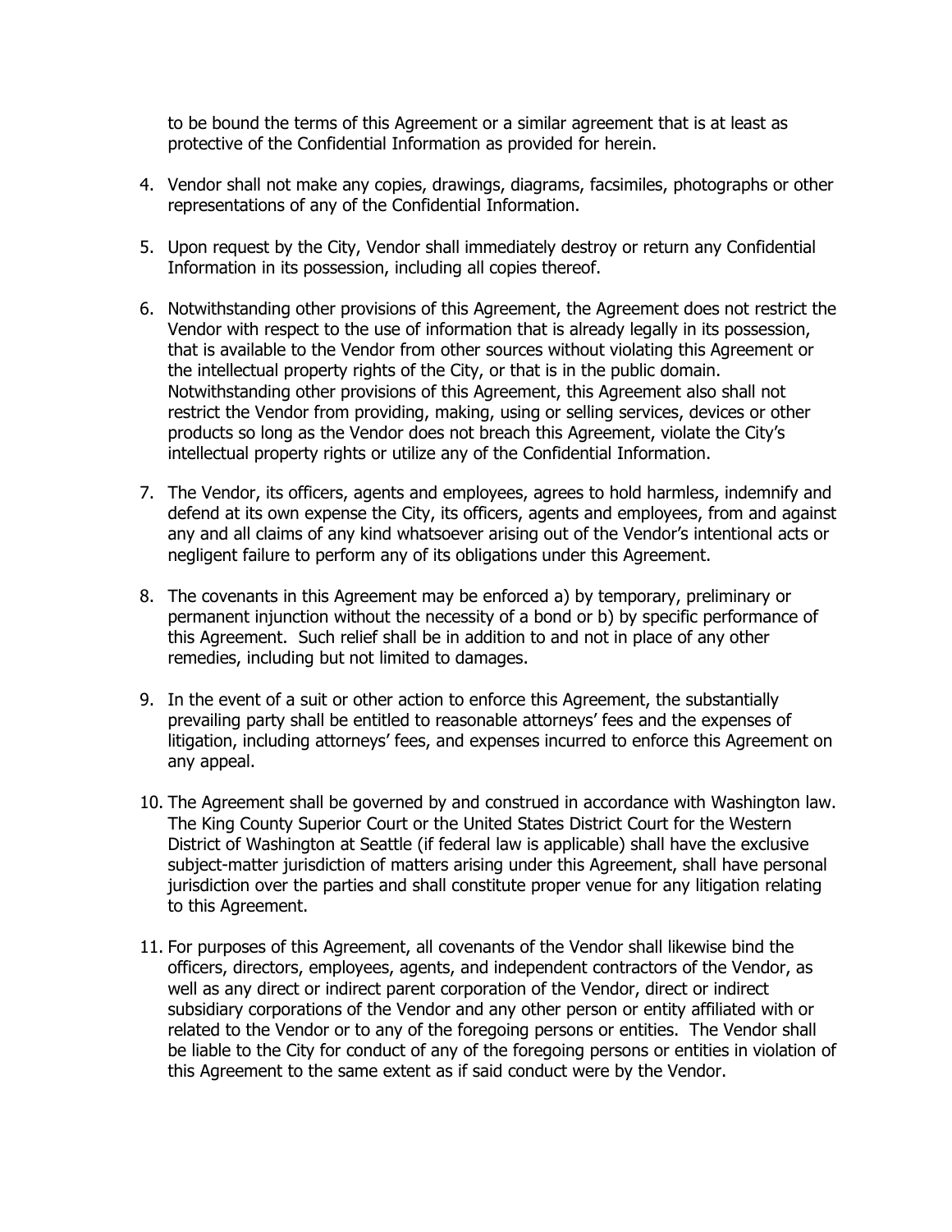to be bound the terms of this Agreement or a similar agreement that is at least as protective of the Confidential Information as provided for herein.

4. Vendor shall not make any copies, drawings, diagrams, facsimiles, photographs or other representations of any of the Confidential Information.

5. Upon request by the City, Vendor shall immediately destroy or return any Confidential Information in its possession, including all copies thereof.

6. Notwithstanding other provisions of this Agreement, the Agreement does not restrict the Vendor with respect to the use of information that is already legally in its possession, that is available to the Vendor from other sources without violating this Agreement or the intellectual property rights of the City, or that is in the public domain. Notwithstanding other provisions of this Agreement, this Agreement also shall not restrict the Vendor from providing, making, using or selling services, devices or other products so long as the Vendor does not breach this Agreement, violate the City's intellectual property rights or utilize any of the Confidential Information.

7. The Vendor, its officers, agents and employees, agrees to hold harmless, indemnify and defend at its own expense the City, its officers, agents and employees, from and against any and all claims of any kind whatsoever arising out of the Vendor's intentional acts or negligent failure to perform any of its obligations under this Agreement.

8. The covenants in this Agreement may be enforced a) by temporary, preliminary or permanent injunction without the necessity of a bond or b) by specific performance of this Agreement. Such relief shall be in addition to and not in place of any other remedies, including but not limited to damages.

9. In the event of a suit or other action to enforce this Agreement, the substantially prevailing party shall be entitled to reasonable attorneys' fees and the expenses of litigation, including attorneys' fees, and expenses incurred to enforce this Agreement on any appeal.

10. The Agreement shall be governed by and construed in accordance with Washington law. The King County Superior Court or the United States District Court for the Western District of Washington at Seattle (if federal law is applicable) shall have the exclusive subject-matter jurisdiction of matters arising under this Agreement, shall have personal jurisdiction over the parties and shall constitute proper venue for any litigation relating to this Agreement.

11. For purposes of this Agreement, all covenants of the Vendor shall likewise bind the officers, directors, employees, agents, and independent contractors of the Vendor, as well as any direct or indirect parent corporation of the Vendor, direct or indirect subsidiary corporations of the Vendor and any other person or entity affiliated with or related to the Vendor or to any of the foregoing persons or entities. The Vendor shall be liable to the City for conduct of any of the foregoing persons or entities in violation of this Agreement to the same extent as if said conduct were by the Vendor.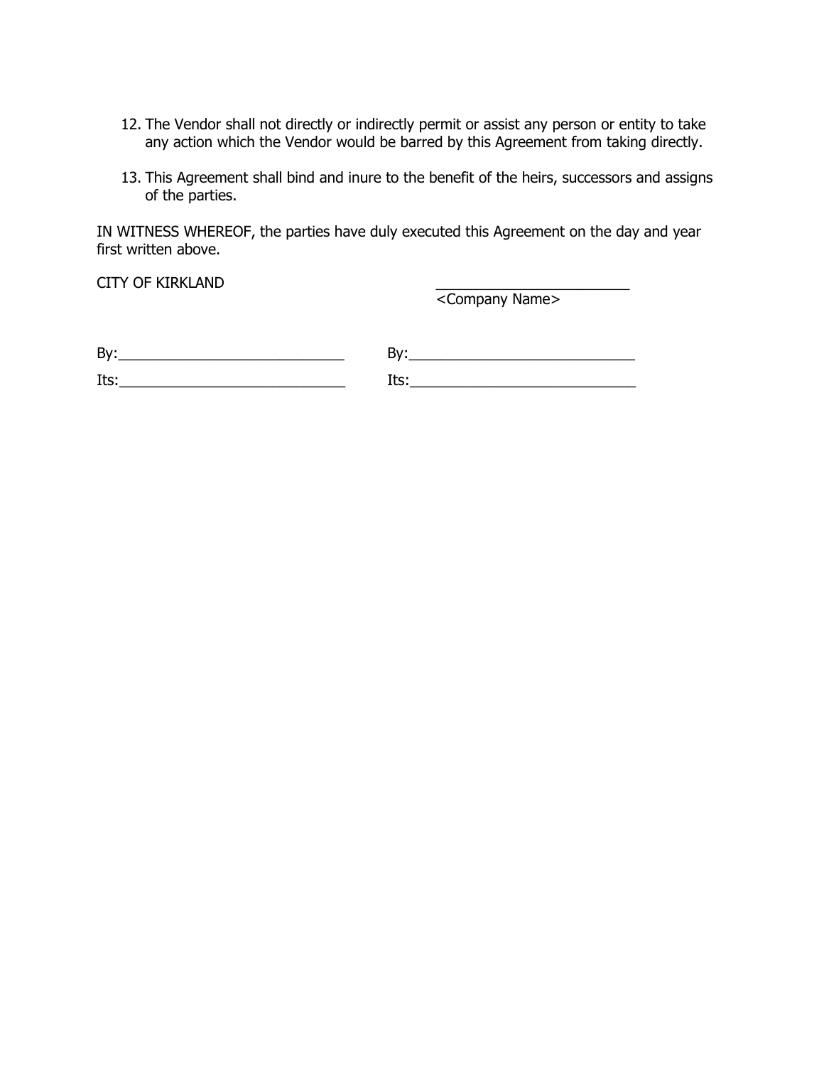12. The Vendor shall not directly or indirectly permit or assist any person or entity to take any action which the Vendor would be barred by this Agreement from taking directly.

13. This Agreement shall bind and inure to the benefit of the heirs, successors and assigns of the parties.

IN WITNESS WHEREOF, the parties have duly executed this Agreement on the day and year first written above.

| CITY OF KIRKLAND | ________________________<br><Company Name> |
|---|---|
| By:____________________________ | By:____________________________ |
| Its:____________________________ | Its:____________________________ |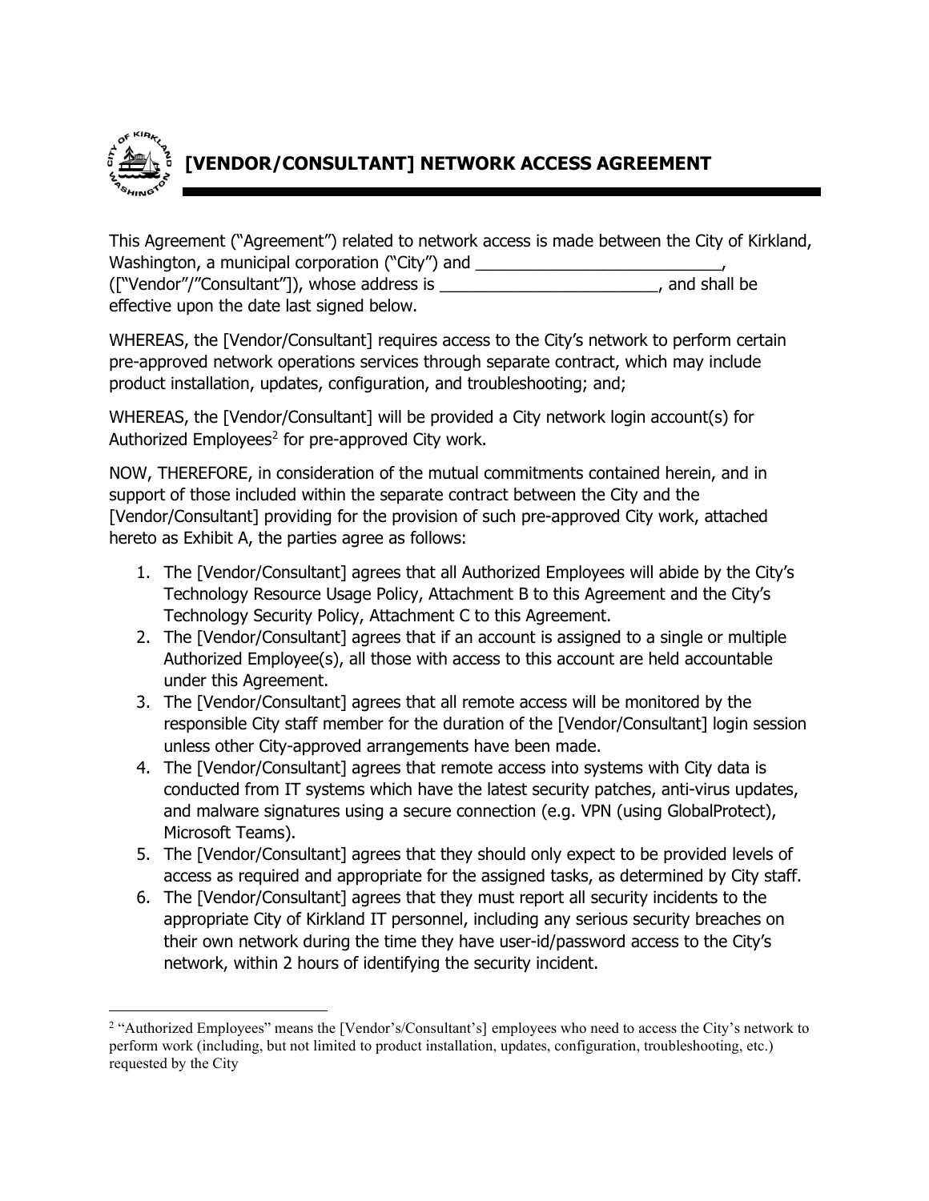# [VENDOR/CONSULTANT] NETWORK ACCESS AGREEMENT

This Agreement ("Agreement") related to network access is made between the City of Kirkland, Washington, a municipal corporation ("City") and ___________________________, (["Vendor"/"Consultant"]), whose address is ________________________, and shall be effective upon the date last signed below.

WHEREAS, the [Vendor/Consultant] requires access to the City's network to perform certain pre-approved network operations services through separate contract, which may include product installation, updates, configuration, and troubleshooting; and;

WHEREAS, the [Vendor/Consultant] will be provided a City network login account(s) for Authorized Employees[2] for pre-approved City work.

NOW, THEREFORE, in consideration of the mutual commitments contained herein, and in support of those included within the separate contract between the City and the [Vendor/Consultant] providing for the provision of such pre-approved City work, attached hereto as Exhibit A, the parties agree as follows:

1. The [Vendor/Consultant] agrees that all Authorized Employees will abide by the City's Technology Resource Usage Policy, Attachment B to this Agreement and the City's Technology Security Policy, Attachment C to this Agreement.
2. The [Vendor/Consultant] agrees that if an account is assigned to a single or multiple Authorized Employee(s), all those with access to this account are held accountable under this Agreement.
3. The [Vendor/Consultant] agrees that all remote access will be monitored by the responsible City staff member for the duration of the [Vendor/Consultant] login session unless other City-approved arrangements have been made.
4. The [Vendor/Consultant] agrees that remote access into systems with City data is conducted from IT systems which have the latest security patches, anti-virus updates, and malware signatures using a secure connection (e.g. VPN (using GlobalProtect), Microsoft Teams).
5. The [Vendor/Consultant] agrees that they should only expect to be provided levels of access as required and appropriate for the assigned tasks, as determined by City staff.
6. The [Vendor/Consultant] agrees that they must report all security incidents to the appropriate City of Kirkland IT personnel, including any serious security breaches on their own network during the time they have user-id/password access to the City's network, within 2 hours of identifying the security incident.

---

[2] "Authorized Employees" means the [Vendor's/Consultant's] employees who need to access the City's network to perform work (including, but not limited to product installation, updates, configuration, troubleshooting, etc.) requested by the City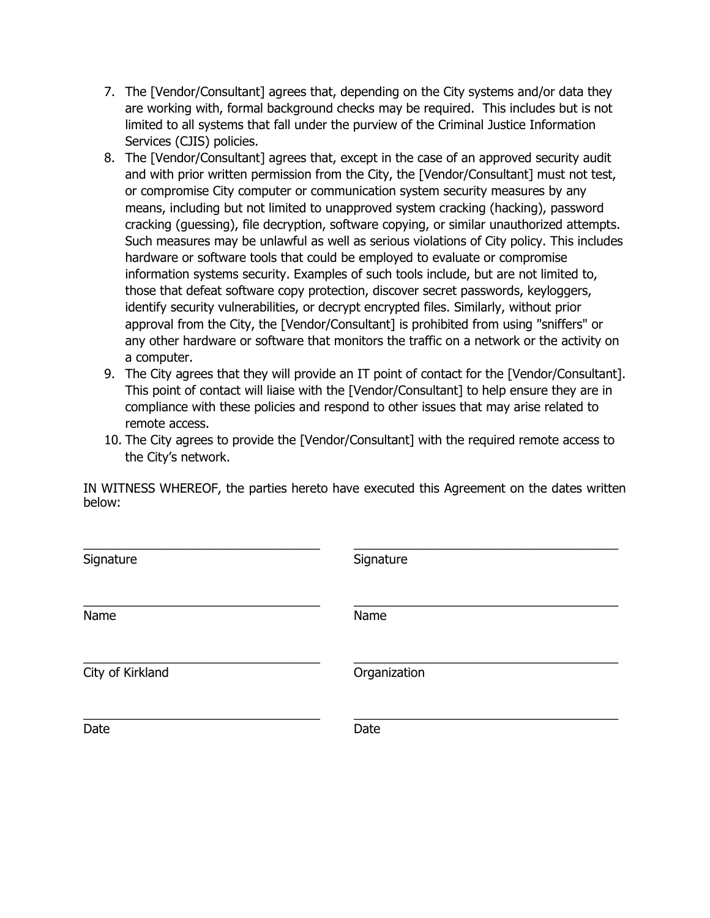7. The [Vendor/Consultant] agrees that, depending on the City systems and/or data they are working with, formal background checks may be required. This includes but is not limited to all systems that fall under the purview of the Criminal Justice Information Services (CJIS) policies.
8. The [Vendor/Consultant] agrees that, except in the case of an approved security audit and with prior written permission from the City, the [Vendor/Consultant] must not test, or compromise City computer or communication system security measures by any means, including but not limited to unapproved system cracking (hacking), password cracking (guessing), file decryption, software copying, or similar unauthorized attempts. Such measures may be unlawful as well as serious violations of City policy. This includes hardware or software tools that could be employed to evaluate or compromise information systems security. Examples of such tools include, but are not limited to, those that defeat software copy protection, discover secret passwords, keyloggers, identify security vulnerabilities, or decrypt encrypted files. Similarly, without prior approval from the City, the [Vendor/Consultant] is prohibited from using "sniffers" or any other hardware or software that monitors the traffic on a network or the activity on a computer.
9. The City agrees that they will provide an IT point of contact for the [Vendor/Consultant]. This point of contact will liaise with the [Vendor/Consultant] to help ensure they are in compliance with these policies and respond to other issues that may arise related to remote access.
10. The City agrees to provide the [Vendor/Consultant] with the required remote access to the City's network.

IN WITNESS WHEREOF, the parties hereto have executed this Agreement on the dates written below:

| | |
|---|---|
| ______________________________ | ______________________________ |
| Signature | Signature |
| ______________________________ | ______________________________ |
| Name | Name |
| ______________________________ | ______________________________ |
| City of Kirkland | Organization |
| ______________________________ | ______________________________ |
| Date | Date |